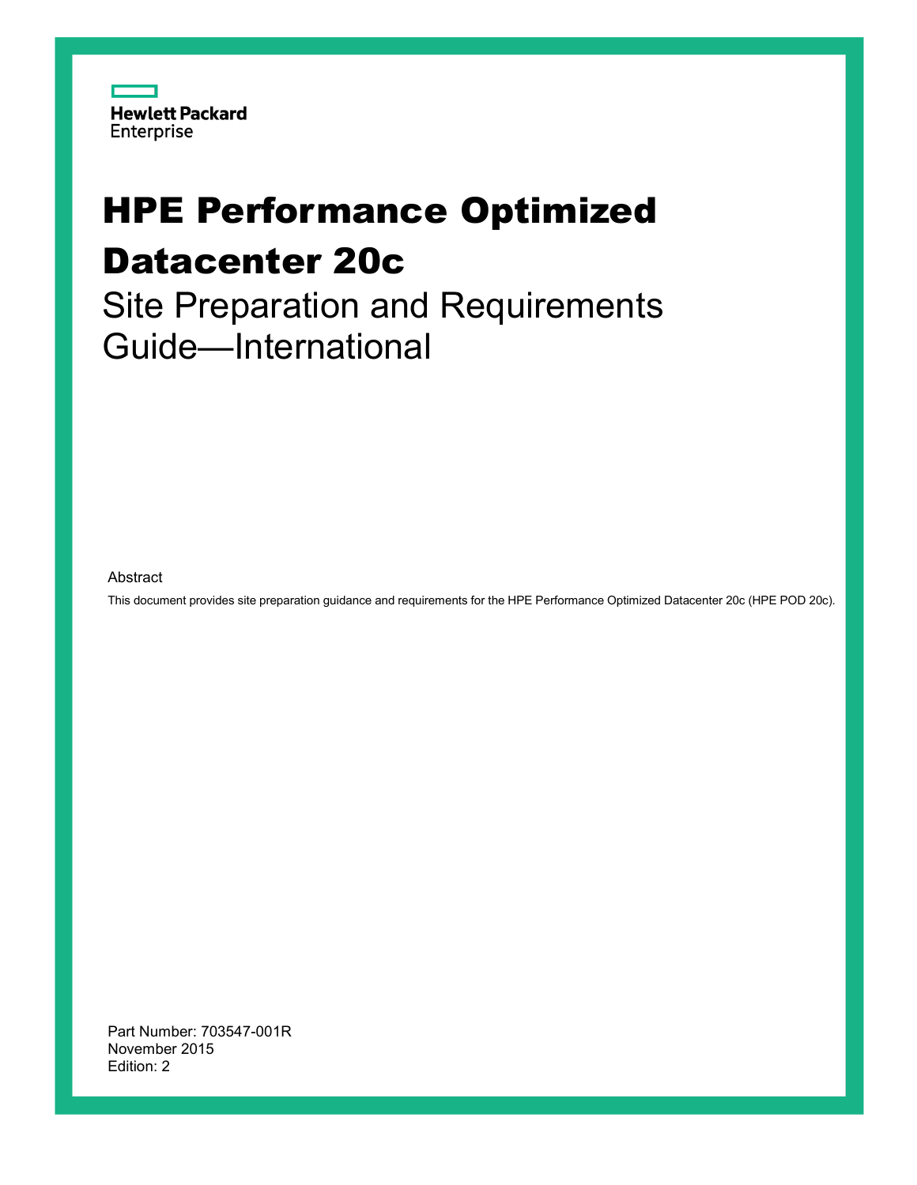Hewlett Packard Enterprise

# HPE Performance Optimized Datacenter 20c

## Site Preparation and Requirements Guide—International

Abstract

This document provides site preparation guidance and requirements for the HPE Performance Optimized Datacenter 20c (HPE POD 20c).

Part Number: 703547-001R
November 2015
Edition: 2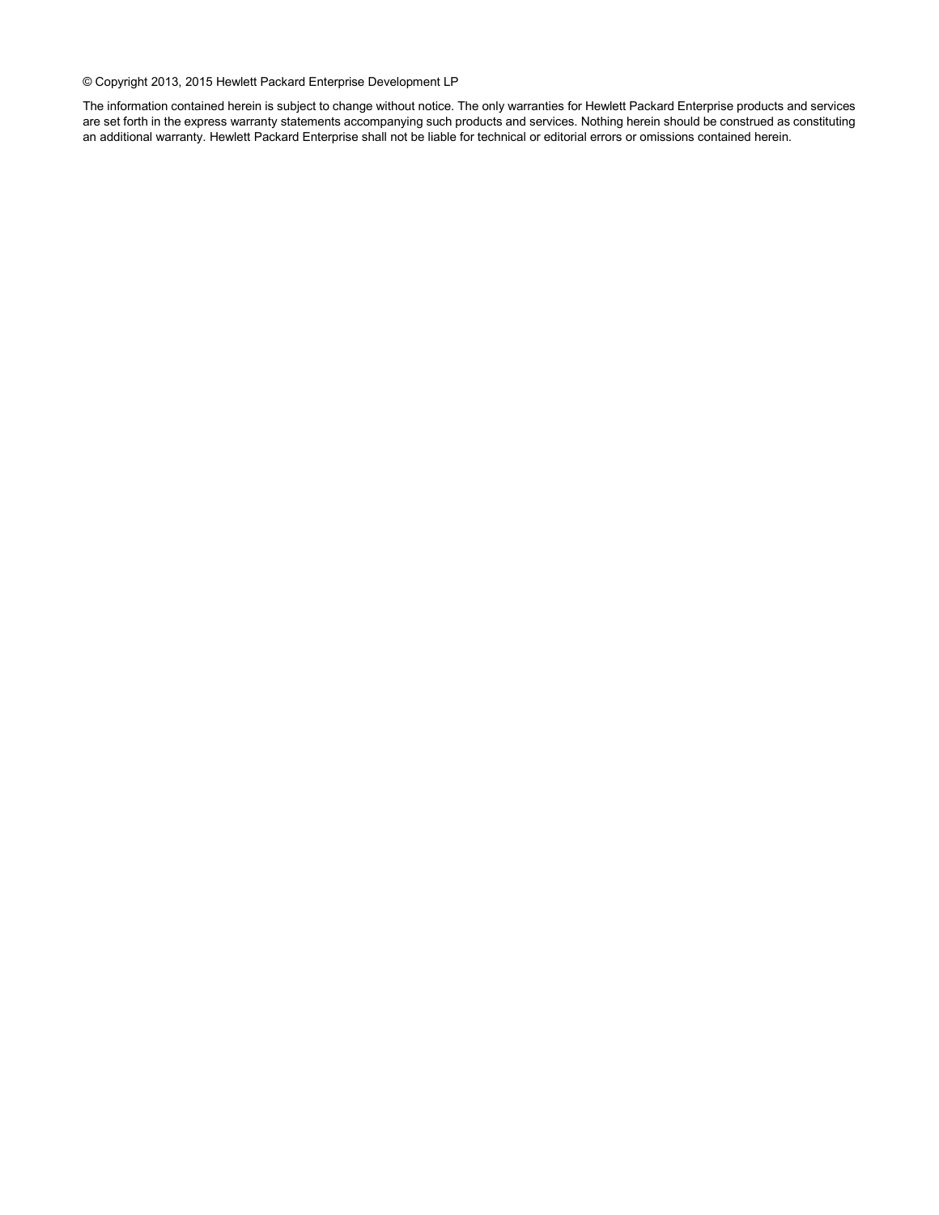© Copyright 2013, 2015 Hewlett Packard Enterprise Development LP

The information contained herein is subject to change without notice. The only warranties for Hewlett Packard Enterprise products and services are set forth in the express warranty statements accompanying such products and services. Nothing herein should be construed as constituting an additional warranty. Hewlett Packard Enterprise shall not be liable for technical or editorial errors or omissions contained herein.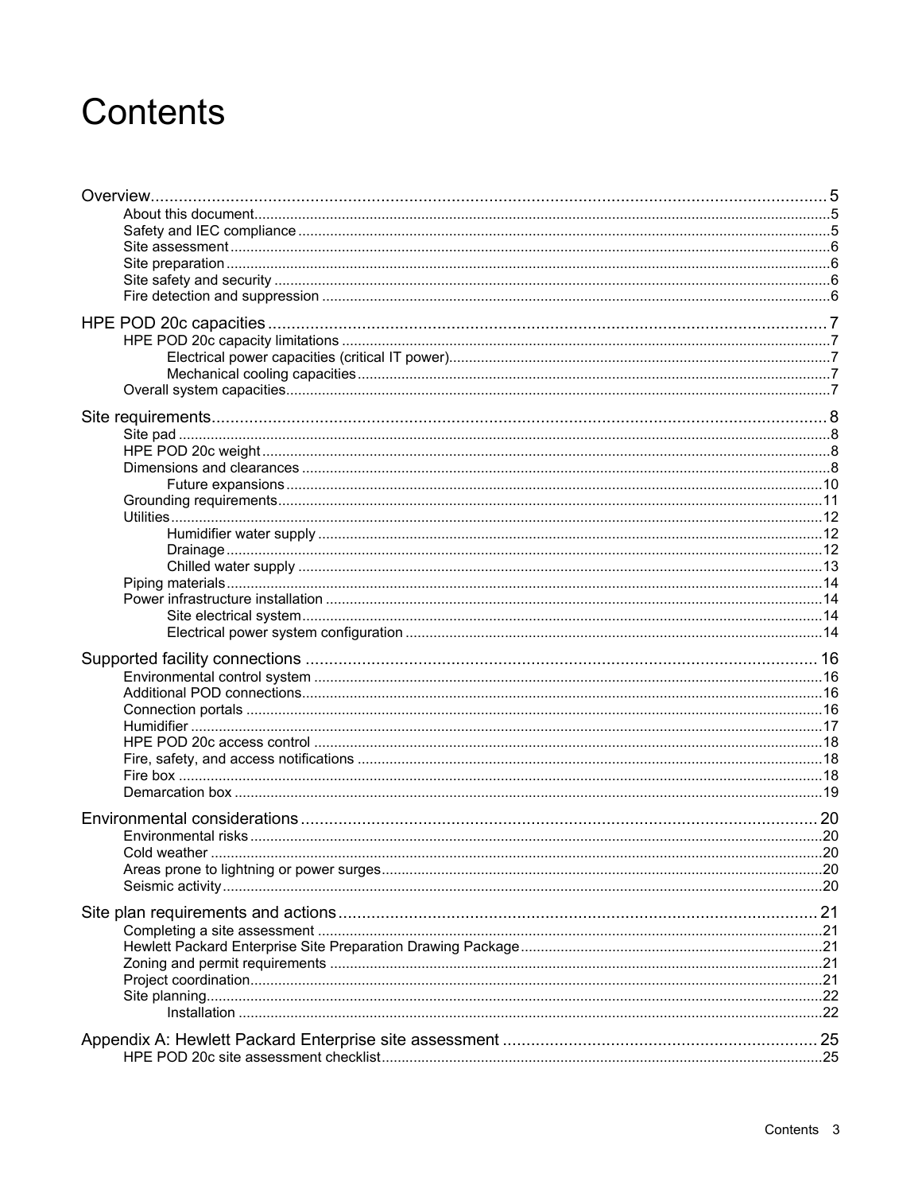# Contents

- Overview ... 5
  - About this document ... 5
  - Safety and IEC compliance ... 5
  - Site assessment ... 6
  - Site preparation ... 6
  - Site safety and security ... 6
  - Fire detection and suppression ... 6
- HPE POD 20c capacities ... 7
  - HPE POD 20c capacity limitations ... 7
    - Electrical power capacities (critical IT power) ... 7
    - Mechanical cooling capacities ... 7
  - Overall system capacities ... 7
- Site requirements ... 8
  - Site pad ... 8
  - HPE POD 20c weight ... 8
  - Dimensions and clearances ... 8
    - Future expansions ... 10
  - Grounding requirements ... 11
  - Utilities ... 12
    - Humidifier water supply ... 12
    - Drainage ... 12
    - Chilled water supply ... 13
  - Piping materials ... 14
  - Power infrastructure installation ... 14
    - Site electrical system ... 14
    - Electrical power system configuration ... 14
- Supported facility connections ... 16
  - Environmental control system ... 16
  - Additional POD connections ... 16
  - Connection portals ... 16
  - Humidifier ... 17
  - HPE POD 20c access control ... 18
  - Fire, safety, and access notifications ... 18
  - Fire box ... 18
  - Demarcation box ... 19
- Environmental considerations ... 20
  - Environmental risks ... 20
  - Cold weather ... 20
  - Areas prone to lightning or power surges ... 20
  - Seismic activity ... 20
- Site plan requirements and actions ... 21
  - Completing a site assessment ... 21
  - Hewlett Packard Enterprise Site Preparation Drawing Package ... 21
  - Zoning and permit requirements ... 21
  - Project coordination ... 21
  - Site planning ... 22
    - Installation ... 22
- Appendix A: Hewlett Packard Enterprise site assessment ... 25
  - HPE POD 20c site assessment checklist ... 25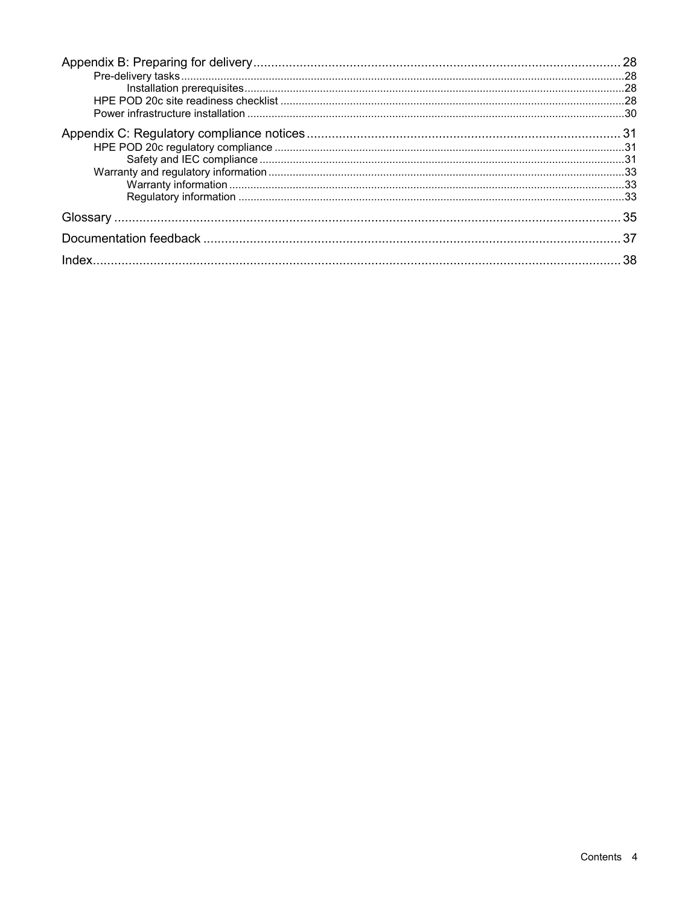Appendix B: Preparing for delivery ........ 28
- Pre-delivery tasks ........ 28
  - Installation prerequisites ........ 28
- HPE POD 20c site readiness checklist ........ 28
- Power infrastructure installation ........ 30

Appendix C: Regulatory compliance notices ........ 31
- HPE POD 20c regulatory compliance ........ 31
  - Safety and IEC compliance ........ 31
- Warranty and regulatory information ........ 33
  - Warranty information ........ 33
  - Regulatory information ........ 33

Glossary ........ 35

Documentation feedback ........ 37

Index ........ 38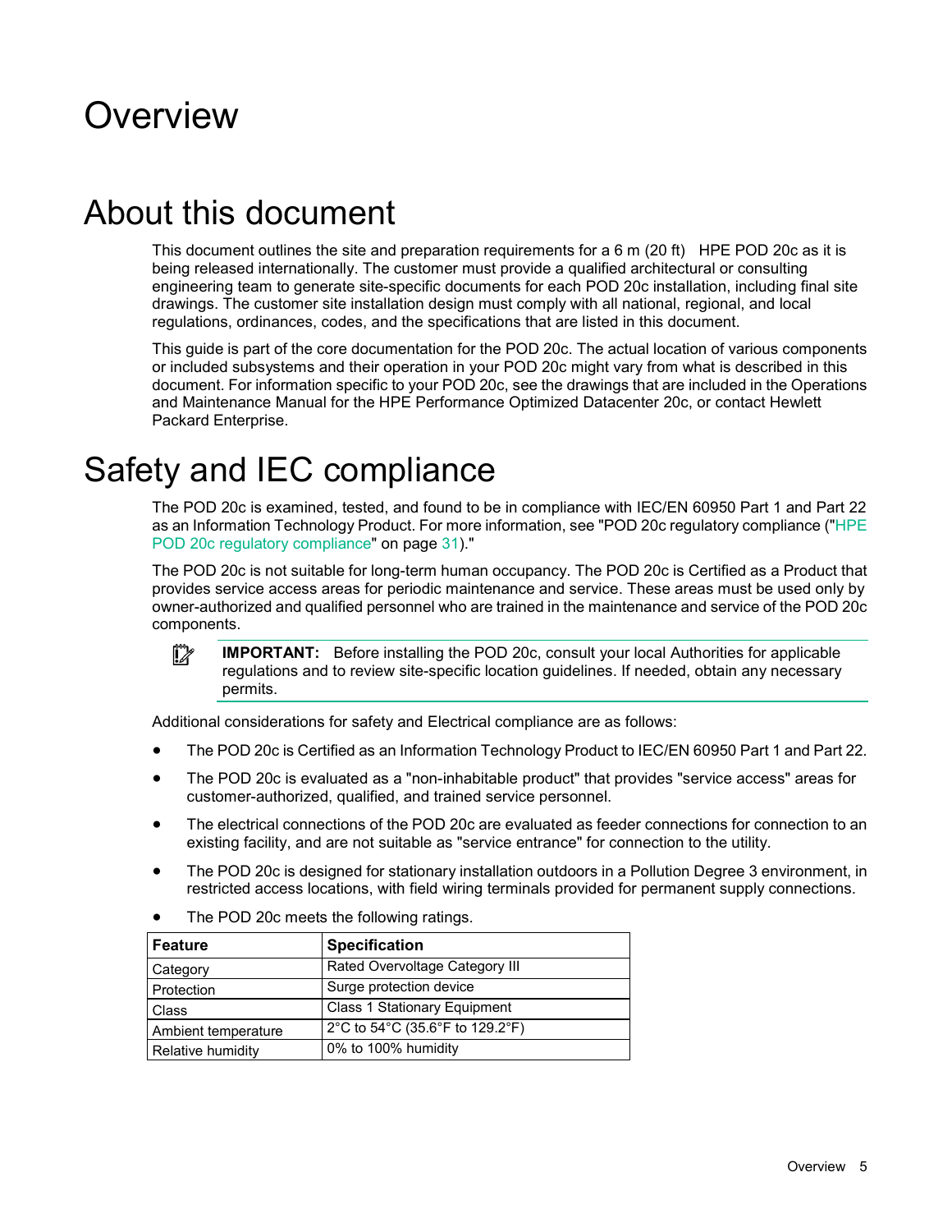# Overview

## About this document

This document outlines the site and preparation requirements for a 6 m (20 ft) HPE POD 20c as it is being released internationally. The customer must provide a qualified architectural or consulting engineering team to generate site-specific documents for each POD 20c installation, including final site drawings. The customer site installation design must comply with all national, regional, and local regulations, ordinances, codes, and the specifications that are listed in this document.

This guide is part of the core documentation for the POD 20c. The actual location of various components or included subsystems and their operation in your POD 20c might vary from what is described in this document. For information specific to your POD 20c, see the drawings that are included in the Operations and Maintenance Manual for the HPE Performance Optimized Datacenter 20c, or contact Hewlett Packard Enterprise.

## Safety and IEC compliance

The POD 20c is examined, tested, and found to be in compliance with IEC/EN 60950 Part 1 and Part 22 as an Information Technology Product. For more information, see "POD 20c regulatory compliance ("HPE POD 20c regulatory compliance" on page 31)."

The POD 20c is not suitable for long-term human occupancy. The POD 20c is Certified as a Product that provides service access areas for periodic maintenance and service. These areas must be used only by owner-authorized and qualified personnel who are trained in the maintenance and service of the POD 20c components.

**IMPORTANT:** Before installing the POD 20c, consult your local Authorities for applicable regulations and to review site-specific location guidelines. If needed, obtain any necessary permits.

Additional considerations for safety and Electrical compliance are as follows:

- The POD 20c is Certified as an Information Technology Product to IEC/EN 60950 Part 1 and Part 22.
- The POD 20c is evaluated as a "non-inhabitable product" that provides "service access" areas for customer-authorized, qualified, and trained service personnel.
- The electrical connections of the POD 20c are evaluated as feeder connections for connection to an existing facility, and are not suitable as "service entrance" for connection to the utility.
- The POD 20c is designed for stationary installation outdoors in a Pollution Degree 3 environment, in restricted access locations, with field wiring terminals provided for permanent supply connections.
- The POD 20c meets the following ratings.

| Feature | Specification |
|---|---|
| Category | Rated Overvoltage Category III |
| Protection | Surge protection device |
| Class | Class 1 Stationary Equipment |
| Ambient temperature | 2°C to 54°C (35.6°F to 129.2°F) |
| Relative humidity | 0% to 100% humidity |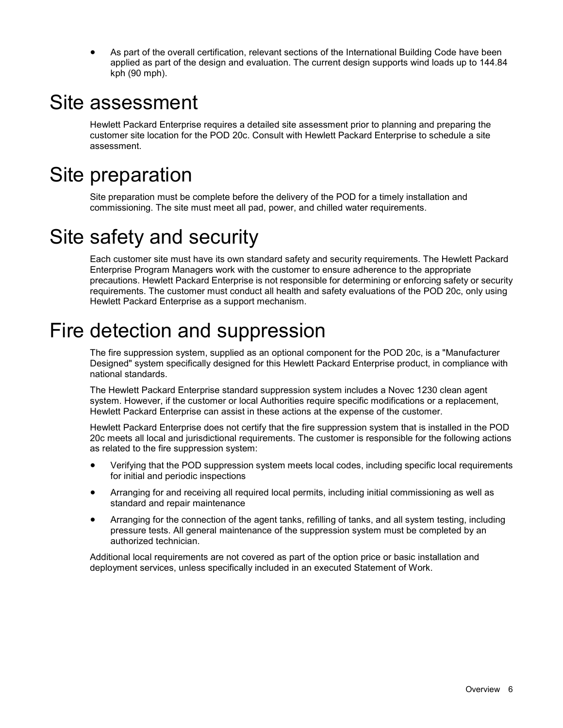- As part of the overall certification, relevant sections of the International Building Code have been applied as part of the design and evaluation. The current design supports wind loads up to 144.84 kph (90 mph).

# Site assessment

Hewlett Packard Enterprise requires a detailed site assessment prior to planning and preparing the customer site location for the POD 20c. Consult with Hewlett Packard Enterprise to schedule a site assessment.

# Site preparation

Site preparation must be complete before the delivery of the POD for a timely installation and commissioning. The site must meet all pad, power, and chilled water requirements.

# Site safety and security

Each customer site must have its own standard safety and security requirements. The Hewlett Packard Enterprise Program Managers work with the customer to ensure adherence to the appropriate precautions. Hewlett Packard Enterprise is not responsible for determining or enforcing safety or security requirements. The customer must conduct all health and safety evaluations of the POD 20c, only using Hewlett Packard Enterprise as a support mechanism.

# Fire detection and suppression

The fire suppression system, supplied as an optional component for the POD 20c, is a "Manufacturer Designed" system specifically designed for this Hewlett Packard Enterprise product, in compliance with national standards.

The Hewlett Packard Enterprise standard suppression system includes a Novec 1230 clean agent system. However, if the customer or local Authorities require specific modifications or a replacement, Hewlett Packard Enterprise can assist in these actions at the expense of the customer.

Hewlett Packard Enterprise does not certify that the fire suppression system that is installed in the POD 20c meets all local and jurisdictional requirements. The customer is responsible for the following actions as related to the fire suppression system:

- Verifying that the POD suppression system meets local codes, including specific local requirements for initial and periodic inspections
- Arranging for and receiving all required local permits, including initial commissioning as well as standard and repair maintenance
- Arranging for the connection of the agent tanks, refilling of tanks, and all system testing, including pressure tests. All general maintenance of the suppression system must be completed by an authorized technician.

Additional local requirements are not covered as part of the option price or basic installation and deployment services, unless specifically included in an executed Statement of Work.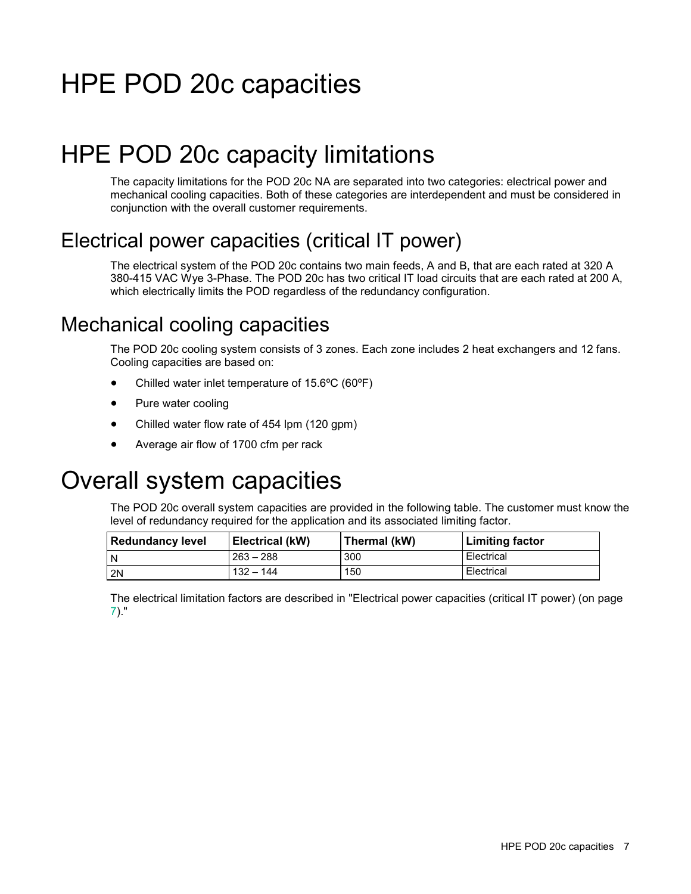# HPE POD 20c capacities

# HPE POD 20c capacity limitations

The capacity limitations for the POD 20c NA are separated into two categories: electrical power and mechanical cooling capacities. Both of these categories are interdependent and must be considered in conjunction with the overall customer requirements.

## Electrical power capacities (critical IT power)

The electrical system of the POD 20c contains two main feeds, A and B, that are each rated at 320 A 380-415 VAC Wye 3-Phase. The POD 20c has two critical IT load circuits that are each rated at 200 A, which electrically limits the POD regardless of the redundancy configuration.

## Mechanical cooling capacities

The POD 20c cooling system consists of 3 zones. Each zone includes 2 heat exchangers and 12 fans. Cooling capacities are based on:

- Chilled water inlet temperature of 15.6ºC (60ºF)
- Pure water cooling
- Chilled water flow rate of 454 lpm (120 gpm)
- Average air flow of 1700 cfm per rack

# Overall system capacities

The POD 20c overall system capacities are provided in the following table. The customer must know the level of redundancy required for the application and its associated limiting factor.

| Redundancy level | Electrical (kW) | Thermal (kW) | Limiting factor |
|---|---|---|---|
| N | 263 – 288 | 300 | Electrical |
| 2N | 132 – 144 | 150 | Electrical |

The electrical limitation factors are described in "Electrical power capacities (critical IT power) (on page 7)."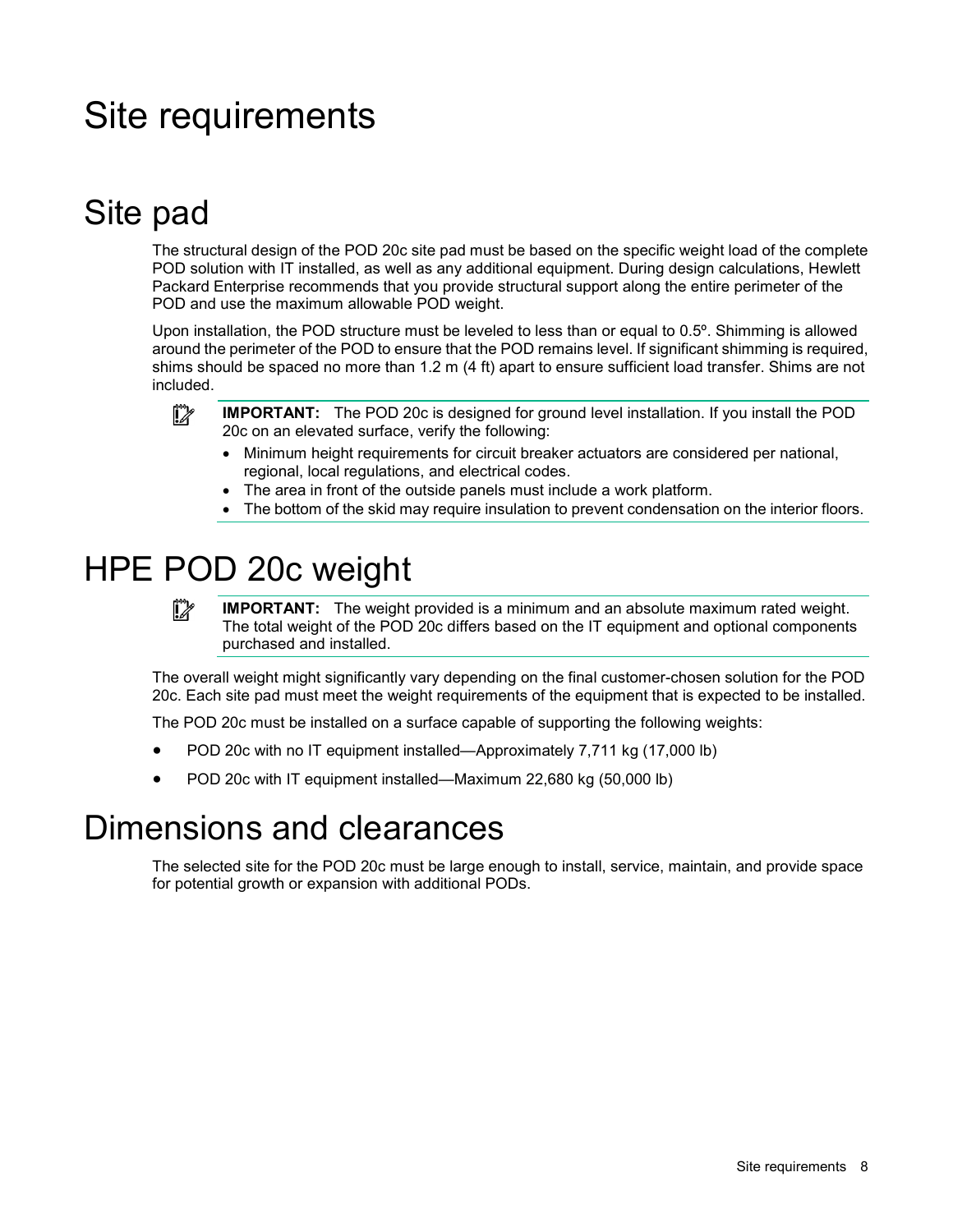# Site requirements

## Site pad

The structural design of the POD 20c site pad must be based on the specific weight load of the complete POD solution with IT installed, as well as any additional equipment. During design calculations, Hewlett Packard Enterprise recommends that you provide structural support along the entire perimeter of the POD and use the maximum allowable POD weight.

Upon installation, the POD structure must be leveled to less than or equal to 0.5º. Shimming is allowed around the perimeter of the POD to ensure that the POD remains level. If significant shimming is required, shims should be spaced no more than 1.2 m (4 ft) apart to ensure sufficient load transfer. Shims are not included.

> **IMPORTANT:** The POD 20c is designed for ground level installation. If you install the POD 20c on an elevated surface, verify the following:
>
> - Minimum height requirements for circuit breaker actuators are considered per national, regional, local regulations, and electrical codes.
> - The area in front of the outside panels must include a work platform.
> - The bottom of the skid may require insulation to prevent condensation on the interior floors.

## HPE POD 20c weight

> **IMPORTANT:** The weight provided is a minimum and an absolute maximum rated weight. The total weight of the POD 20c differs based on the IT equipment and optional components purchased and installed.

The overall weight might significantly vary depending on the final customer-chosen solution for the POD 20c. Each site pad must meet the weight requirements of the equipment that is expected to be installed.

The POD 20c must be installed on a surface capable of supporting the following weights:

- POD 20c with no IT equipment installed—Approximately 7,711 kg (17,000 lb)
- POD 20c with IT equipment installed—Maximum 22,680 kg (50,000 lb)

## Dimensions and clearances

The selected site for the POD 20c must be large enough to install, service, maintain, and provide space for potential growth or expansion with additional PODs.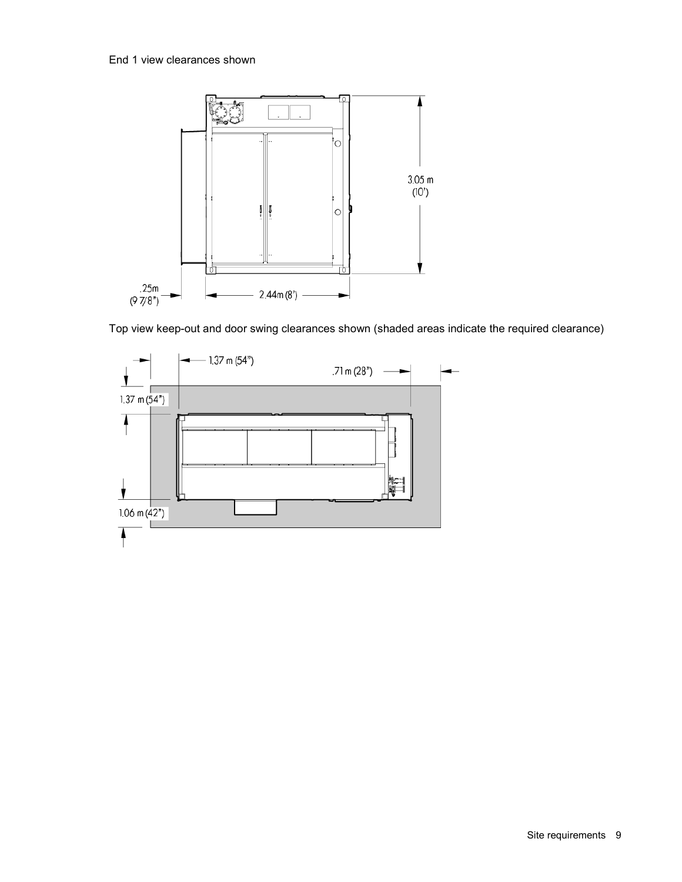End 1 view clearances shown

Top view keep-out and door swing clearances shown (shaded areas indicate the required clearance)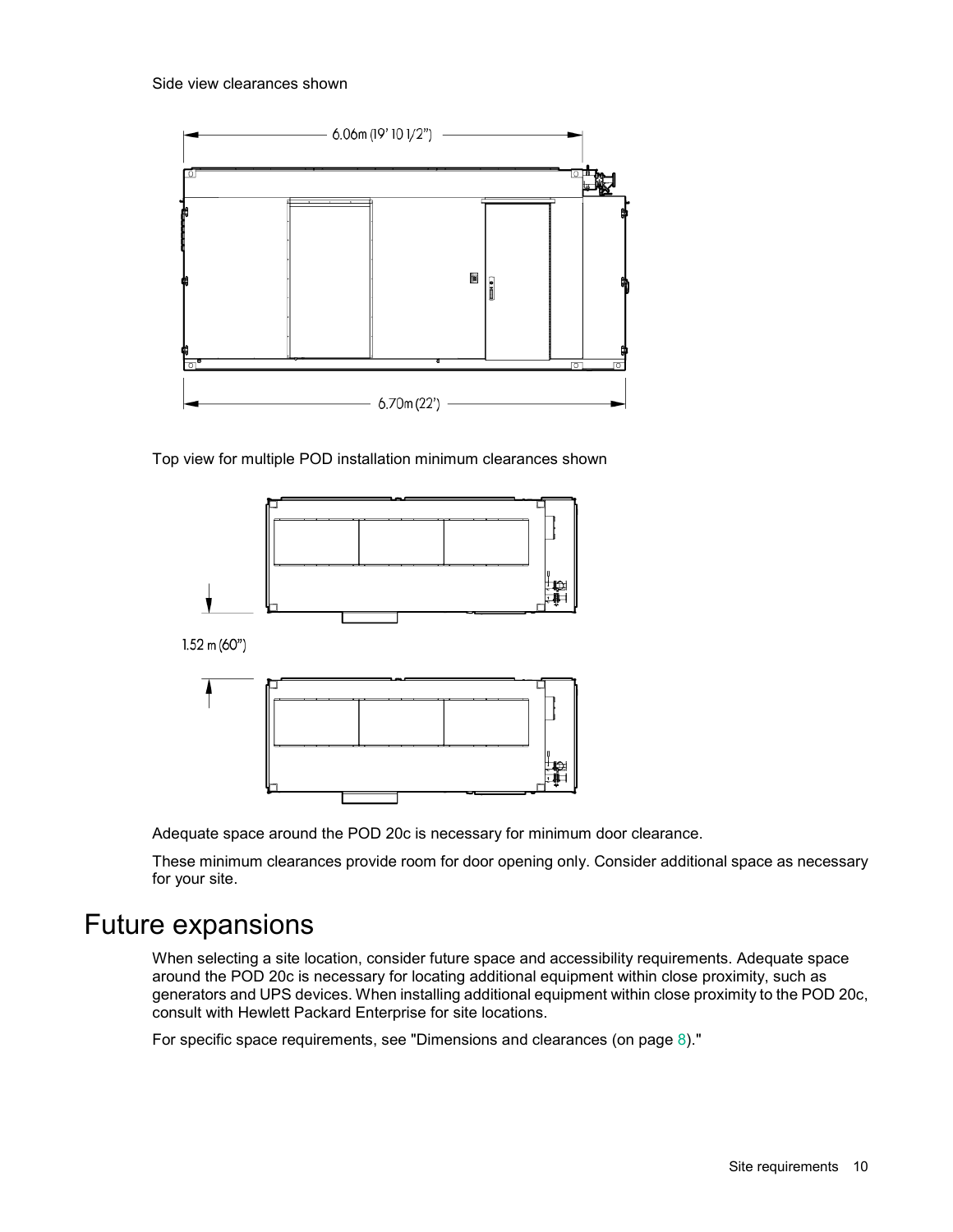Side view clearances shown

Top view for multiple POD installation minimum clearances shown

Adequate space around the POD 20c is necessary for minimum door clearance.

These minimum clearances provide room for door opening only. Consider additional space as necessary for your site.

# Future expansions

When selecting a site location, consider future space and accessibility requirements. Adequate space around the POD 20c is necessary for locating additional equipment within close proximity, such as generators and UPS devices. When installing additional equipment within close proximity to the POD 20c, consult with Hewlett Packard Enterprise for site locations.

For specific space requirements, see "Dimensions and clearances (on page 8)."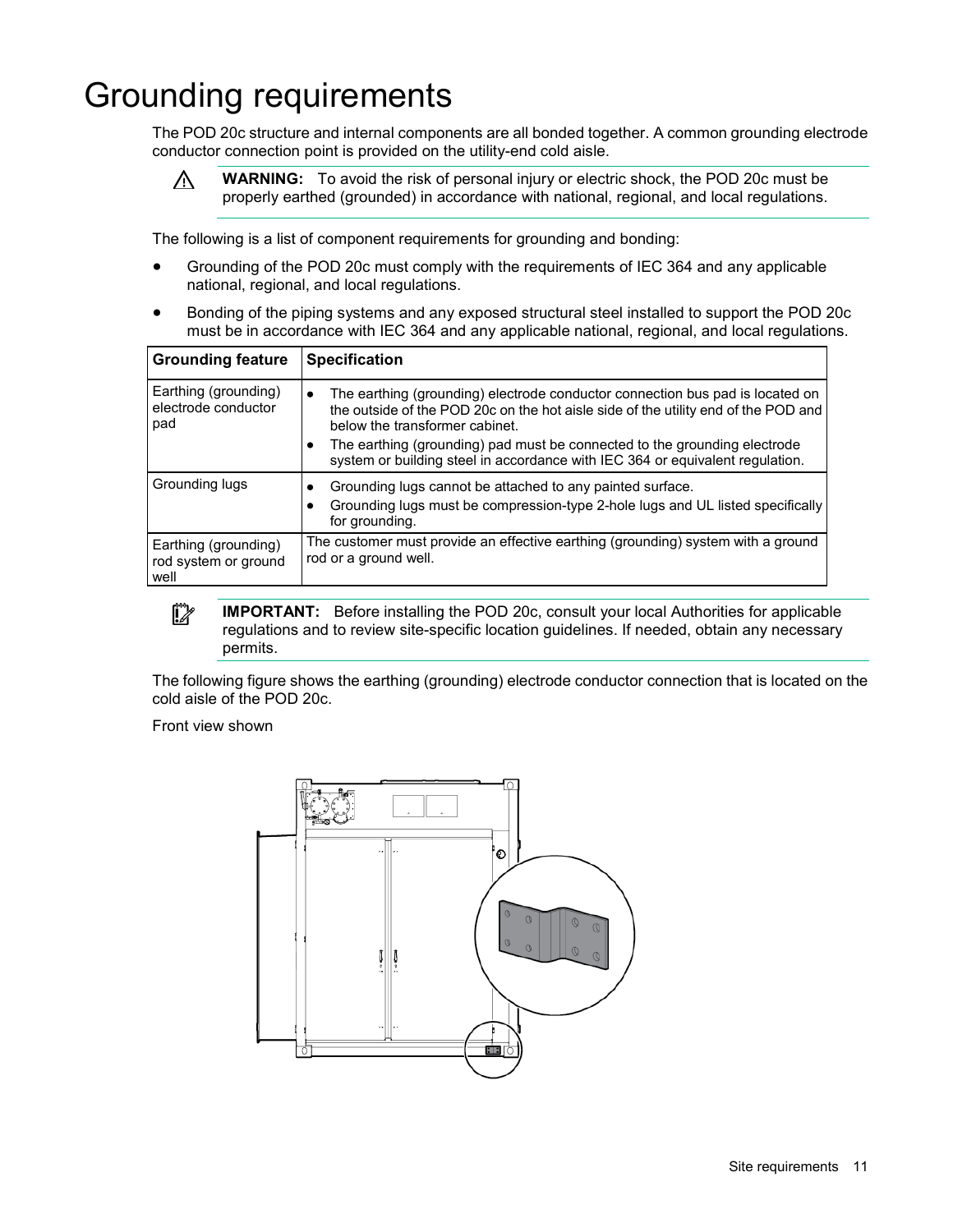# Grounding requirements

The POD 20c structure and internal components are all bonded together. A common grounding electrode conductor connection point is provided on the utility-end cold aisle.

⚠ **WARNING:** To avoid the risk of personal injury or electric shock, the POD 20c must be properly earthed (grounded) in accordance with national, regional, and local regulations.

The following is a list of component requirements for grounding and bonding:

- Grounding of the POD 20c must comply with the requirements of IEC 364 and any applicable national, regional, and local regulations.
- Bonding of the piping systems and any exposed structural steel installed to support the POD 20c must be in accordance with IEC 364 and any applicable national, regional, and local regulations.

| Grounding feature | Specification |
| --- | --- |
| Earthing (grounding) electrode conductor pad | • The earthing (grounding) electrode conductor connection bus pad is located on the outside of the POD 20c on the hot aisle side of the utility end of the POD and below the transformer cabinet.<br>• The earthing (grounding) pad must be connected to the grounding electrode system or building steel in accordance with IEC 364 or equivalent regulation. |
| Grounding lugs | • Grounding lugs cannot be attached to any painted surface.<br>• Grounding lugs must be compression-type 2-hole lugs and UL listed specifically for grounding. |
| Earthing (grounding) rod system or ground well | The customer must provide an effective earthing (grounding) system with a ground rod or a ground well. |

**IMPORTANT:** Before installing the POD 20c, consult your local Authorities for applicable regulations and to review site-specific location guidelines. If needed, obtain any necessary permits.

The following figure shows the earthing (grounding) electrode conductor connection that is located on the cold aisle of the POD 20c.

Front view shown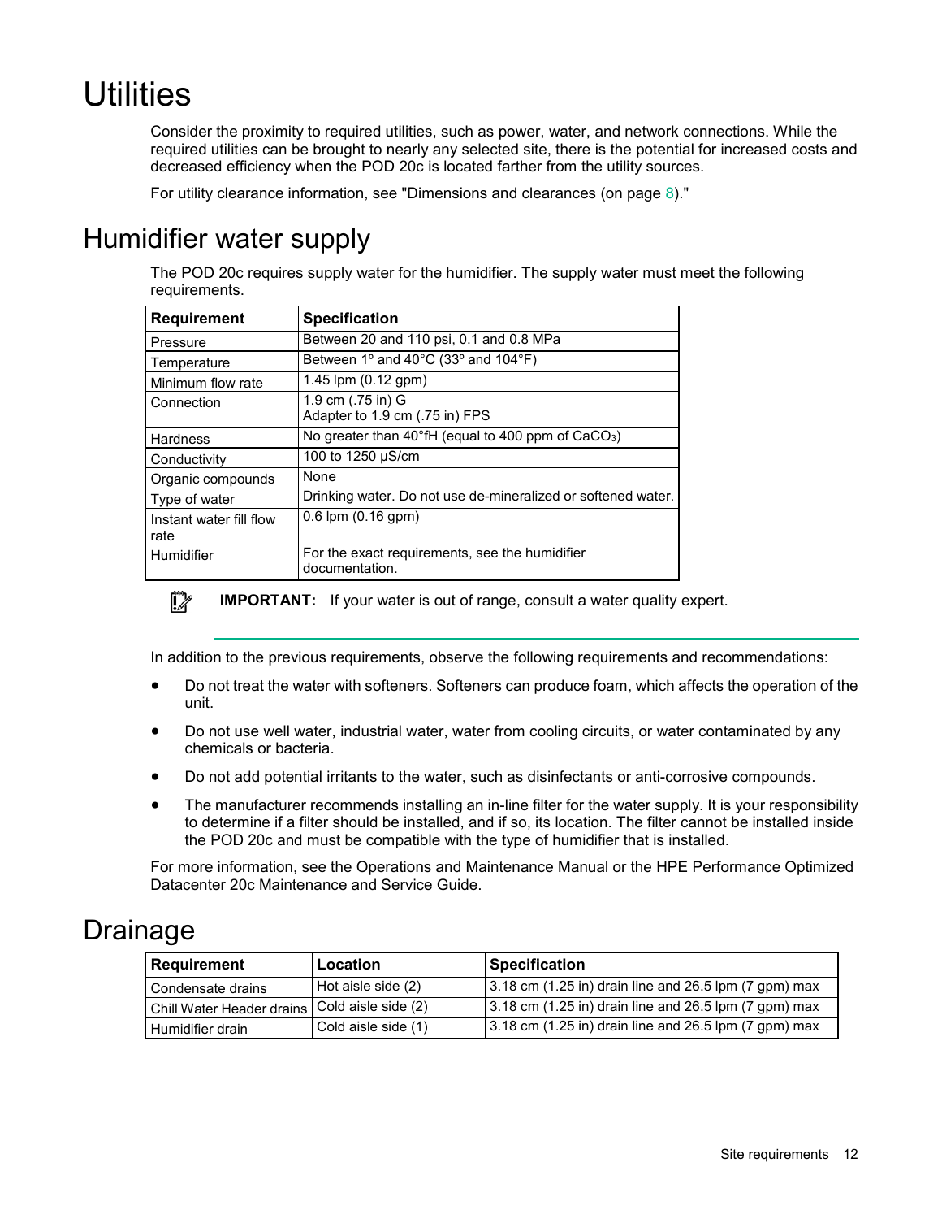# Utilities

Consider the proximity to required utilities, such as power, water, and network connections. While the required utilities can be brought to nearly any selected site, there is the potential for increased costs and decreased efficiency when the POD 20c is located farther from the utility sources.

For utility clearance information, see "Dimensions and clearances (on page 8)."

# Humidifier water supply

The POD 20c requires supply water for the humidifier. The supply water must meet the following requirements.

| Requirement | Specification |
| --- | --- |
| Pressure | Between 20 and 110 psi, 0.1 and 0.8 MPa |
| Temperature | Between 1º and 40°C (33º and 104°F) |
| Minimum flow rate | 1.45 lpm (0.12 gpm) |
| Connection | 1.9 cm (.75 in) G<br>Adapter to 1.9 cm (.75 in) FPS |
| Hardness | No greater than 40°fH (equal to 400 ppm of $CaCO_3$) |
| Conductivity | 100 to 1250 µS/cm |
| Organic compounds | None |
| Type of water | Drinking water. Do not use de-mineralized or softened water. |
| Instant water fill flow rate | 0.6 lpm (0.16 gpm) |
| Humidifier | For the exact requirements, see the humidifier documentation. |

**IMPORTANT:** If your water is out of range, consult a water quality expert.

In addition to the previous requirements, observe the following requirements and recommendations:

- Do not treat the water with softeners. Softeners can produce foam, which affects the operation of the unit.
- Do not use well water, industrial water, water from cooling circuits, or water contaminated by any chemicals or bacteria.
- Do not add potential irritants to the water, such as disinfectants or anti-corrosive compounds.
- The manufacturer recommends installing an in-line filter for the water supply. It is your responsibility to determine if a filter should be installed, and if so, its location. The filter cannot be installed inside the POD 20c and must be compatible with the type of humidifier that is installed.

For more information, see the Operations and Maintenance Manual or the HPE Performance Optimized Datacenter 20c Maintenance and Service Guide.

# Drainage

| Requirement | Location | Specification |
| --- | --- | --- |
| Condensate drains | Hot aisle side (2) | 3.18 cm (1.25 in) drain line and 26.5 lpm (7 gpm) max |
| Chill Water Header drains | Cold aisle side (2) | 3.18 cm (1.25 in) drain line and 26.5 lpm (7 gpm) max |
| Humidifier drain | Cold aisle side (1) | 3.18 cm (1.25 in) drain line and 26.5 lpm (7 gpm) max |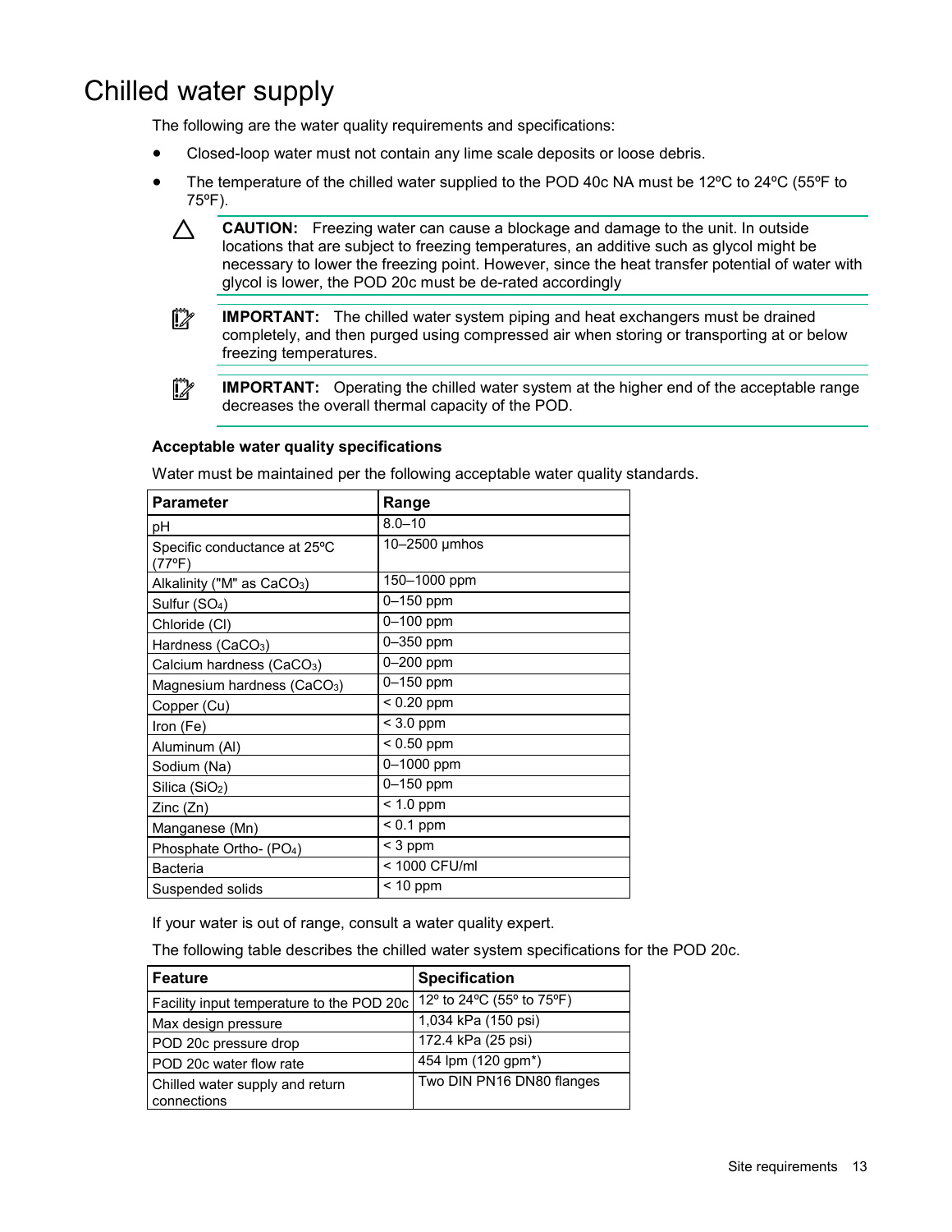# Chilled water supply

The following are the water quality requirements and specifications:

- Closed-loop water must not contain any lime scale deposits or loose debris.
- The temperature of the chilled water supplied to the POD 40c NA must be 12ºC to 24ºC (55ºF to 75ºF).

> **CAUTION:** Freezing water can cause a blockage and damage to the unit. In outside locations that are subject to freezing temperatures, an additive such as glycol might be necessary to lower the freezing point. However, since the heat transfer potential of water with glycol is lower, the POD 20c must be de-rated accordingly

> **IMPORTANT:** The chilled water system piping and heat exchangers must be drained completely, and then purged using compressed air when storing or transporting at or below freezing temperatures.

> **IMPORTANT:** Operating the chilled water system at the higher end of the acceptable range decreases the overall thermal capacity of the POD.

**Acceptable water quality specifications**

Water must be maintained per the following acceptable water quality standards.

| Parameter | Range |
|---|---|
| pH | 8.0–10 |
| Specific conductance at 25ºC (77ºF) | 10–2500 µmhos |
| Alkalinity ("M" as $CaCO_3$) | 150–1000 ppm |
| Sulfur ($SO_4$) | 0–150 ppm |
| Chloride (Cl) | 0–100 ppm |
| Hardness ($CaCO_3$) | 0–350 ppm |
| Calcium hardness ($CaCO_3$) | 0–200 ppm |
| Magnesium hardness ($CaCO_3$) | 0–150 ppm |
| Copper (Cu) | < 0.20 ppm |
| Iron (Fe) | < 3.0 ppm |
| Aluminum (Al) | < 0.50 ppm |
| Sodium (Na) | 0–1000 ppm |
| Silica ($SiO_2$) | 0–150 ppm |
| Zinc (Zn) | < 1.0 ppm |
| Manganese (Mn) | < 0.1 ppm |
| Phosphate Ortho- ($PO_4$) | < 3 ppm |
| Bacteria | < 1000 CFU/ml |
| Suspended solids | < 10 ppm |

If your water is out of range, consult a water quality expert.

The following table describes the chilled water system specifications for the POD 20c.

| Feature | Specification |
|---|---|
| Facility input temperature to the POD 20c | 12º to 24ºC (55º to 75ºF) |
| Max design pressure | 1,034 kPa (150 psi) |
| POD 20c pressure drop | 172.4 kPa (25 psi) |
| POD 20c water flow rate | 454 lpm (120 gpm*) |
| Chilled water supply and return connections | Two DIN PN16 DN80 flanges |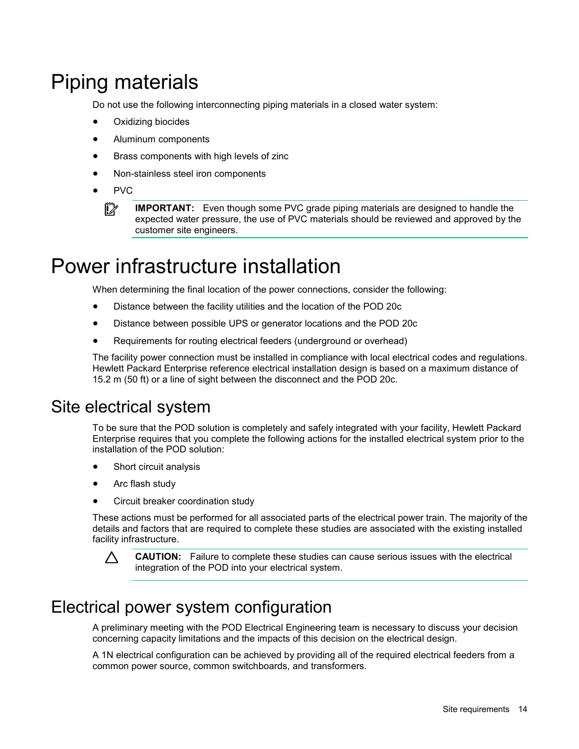# Piping materials

Do not use the following interconnecting piping materials in a closed water system:

- Oxidizing biocides
- Aluminum components
- Brass components with high levels of zinc
- Non-stainless steel iron components
- PVC

> **IMPORTANT:** Even though some PVC grade piping materials are designed to handle the expected water pressure, the use of PVC materials should be reviewed and approved by the customer site engineers.

# Power infrastructure installation

When determining the final location of the power connections, consider the following:

- Distance between the facility utilities and the location of the POD 20c
- Distance between possible UPS or generator locations and the POD 20c
- Requirements for routing electrical feeders (underground or overhead)

The facility power connection must be installed in compliance with local electrical codes and regulations. Hewlett Packard Enterprise reference electrical installation design is based on a maximum distance of 15.2 m (50 ft) or a line of sight between the disconnect and the POD 20c.

## Site electrical system

To be sure that the POD solution is completely and safely integrated with your facility, Hewlett Packard Enterprise requires that you complete the following actions for the installed electrical system prior to the installation of the POD solution:

- Short circuit analysis
- Arc flash study
- Circuit breaker coordination study

These actions must be performed for all associated parts of the electrical power train. The majority of the details and factors that are required to complete these studies are associated with the existing installed facility infrastructure.

> **CAUTION:** Failure to complete these studies can cause serious issues with the electrical integration of the POD into your electrical system.

## Electrical power system configuration

A preliminary meeting with the POD Electrical Engineering team is necessary to discuss your decision concerning capacity limitations and the impacts of this decision on the electrical design.

A 1N electrical configuration can be achieved by providing all of the required electrical feeders from a common power source, common switchboards, and transformers.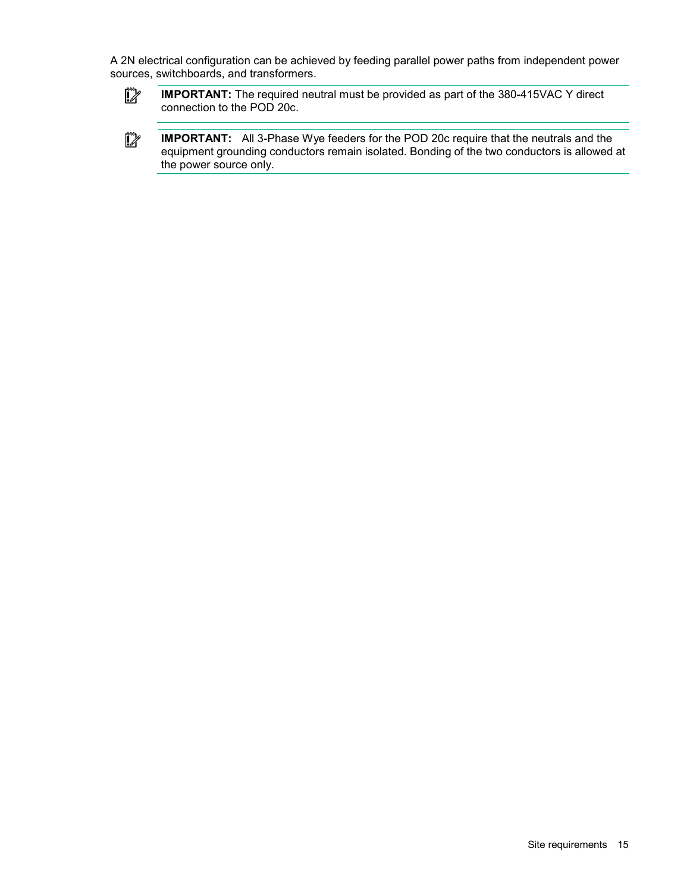A 2N electrical configuration can be achieved by feeding parallel power paths from independent power sources, switchboards, and transformers.

> **IMPORTANT:** The required neutral must be provided as part of the 380-415VAC Y direct connection to the POD 20c.

> **IMPORTANT:** All 3-Phase Wye feeders for the POD 20c require that the neutrals and the equipment grounding conductors remain isolated. Bonding of the two conductors is allowed at the power source only.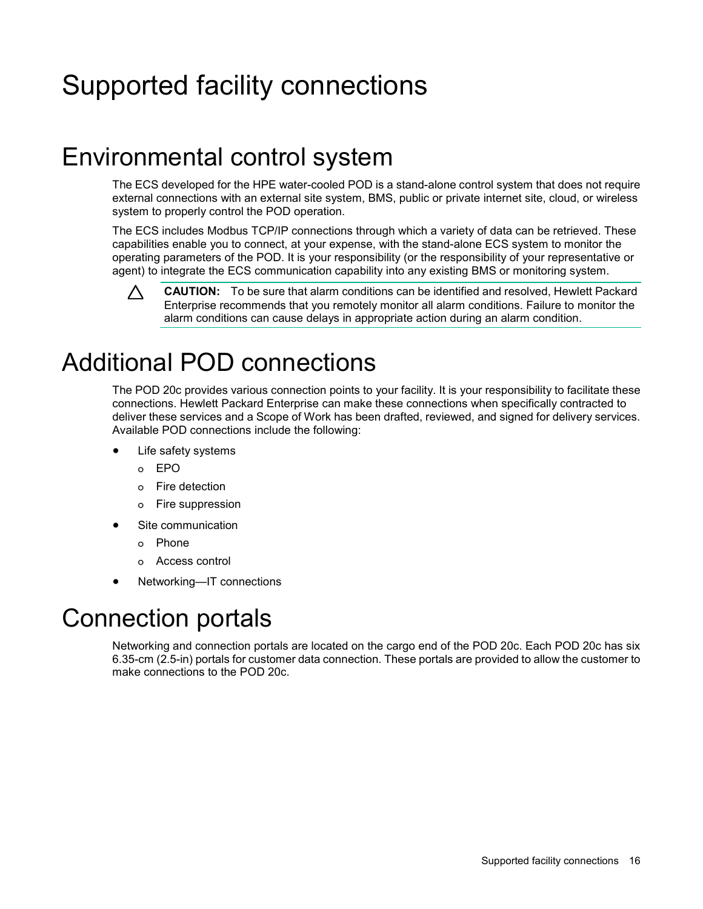# Supported facility connections

## Environmental control system

The ECS developed for the HPE water-cooled POD is a stand-alone control system that does not require external connections with an external site system, BMS, public or private internet site, cloud, or wireless system to properly control the POD operation.

The ECS includes Modbus TCP/IP connections through which a variety of data can be retrieved. These capabilities enable you to connect, at your expense, with the stand-alone ECS system to monitor the operating parameters of the POD. It is your responsibility (or the responsibility of your representative or agent) to integrate the ECS communication capability into any existing BMS or monitoring system.

> **CAUTION:** To be sure that alarm conditions can be identified and resolved, Hewlett Packard Enterprise recommends that you remotely monitor all alarm conditions. Failure to monitor the alarm conditions can cause delays in appropriate action during an alarm condition.

## Additional POD connections

The POD 20c provides various connection points to your facility. It is your responsibility to facilitate these connections. Hewlett Packard Enterprise can make these connections when specifically contracted to deliver these services and a Scope of Work has been drafted, reviewed, and signed for delivery services. Available POD connections include the following:

- Life safety systems
  - EPO
  - Fire detection
  - Fire suppression
- Site communication
  - Phone
  - Access control
- Networking—IT connections

## Connection portals

Networking and connection portals are located on the cargo end of the POD 20c. Each POD 20c has six 6.35-cm (2.5-in) portals for customer data connection. These portals are provided to allow the customer to make connections to the POD 20c.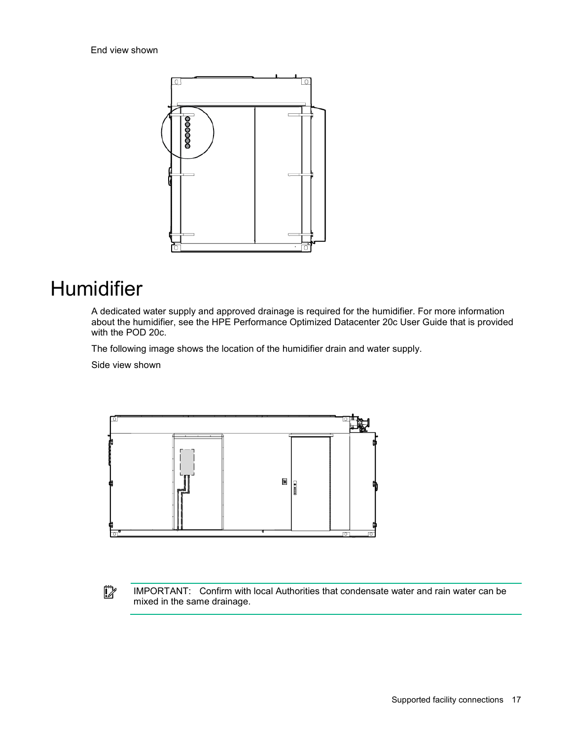End view shown

# Humidifier

A dedicated water supply and approved drainage is required for the humidifier. For more information about the humidifier, see the HPE Performance Optimized Datacenter 20c User Guide that is provided with the POD 20c.

The following image shows the location of the humidifier drain and water supply.

Side view shown

**IMPORTANT:** Confirm with local Authorities that condensate water and rain water can be mixed in the same drainage.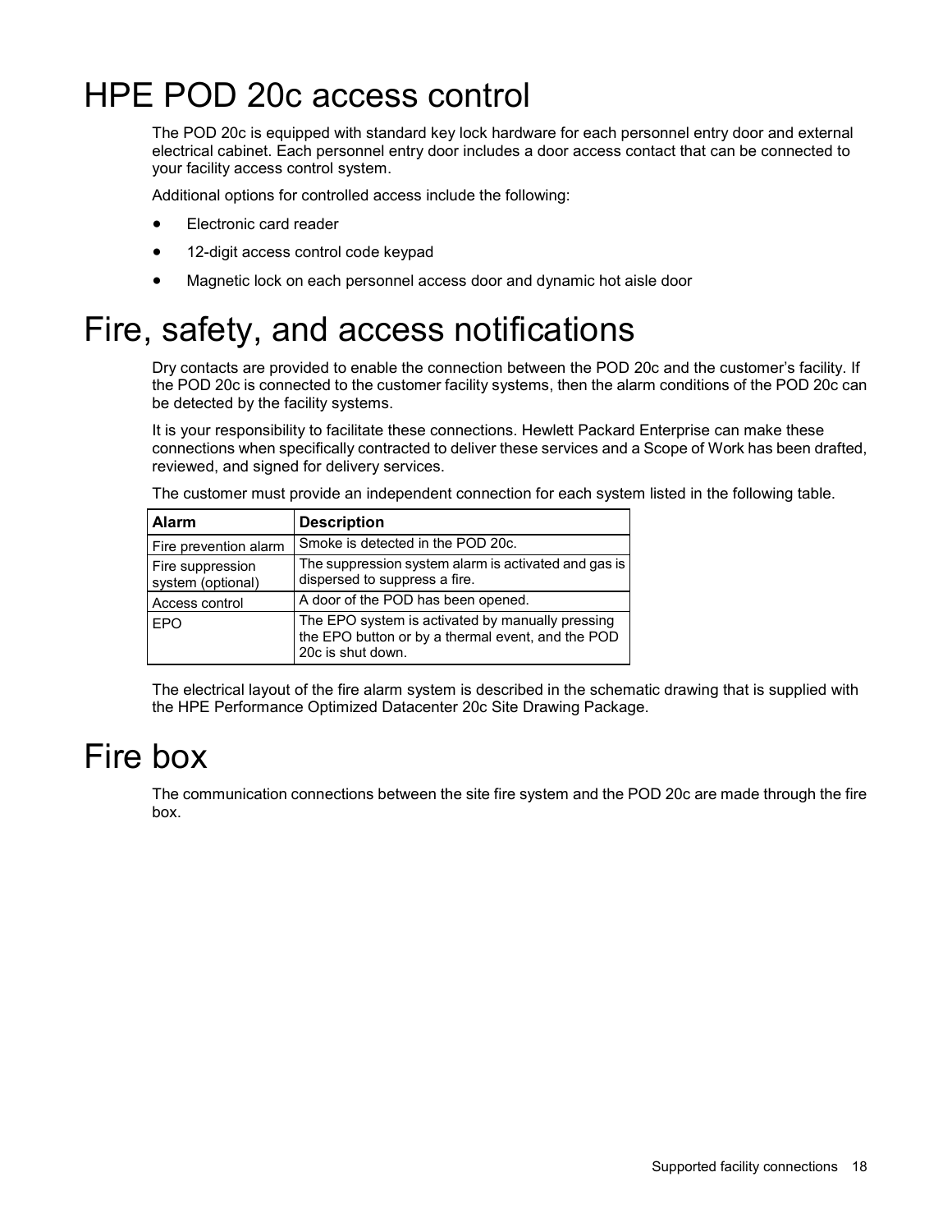# HPE POD 20c access control

The POD 20c is equipped with standard key lock hardware for each personnel entry door and external electrical cabinet. Each personnel entry door includes a door access contact that can be connected to your facility access control system.

Additional options for controlled access include the following:

- Electronic card reader
- 12-digit access control code keypad
- Magnetic lock on each personnel access door and dynamic hot aisle door

# Fire, safety, and access notifications

Dry contacts are provided to enable the connection between the POD 20c and the customer's facility. If the POD 20c is connected to the customer facility systems, then the alarm conditions of the POD 20c can be detected by the facility systems.

It is your responsibility to facilitate these connections. Hewlett Packard Enterprise can make these connections when specifically contracted to deliver these services and a Scope of Work has been drafted, reviewed, and signed for delivery services.

The customer must provide an independent connection for each system listed in the following table.

| Alarm | Description |
| --- | --- |
| Fire prevention alarm | Smoke is detected in the POD 20c. |
| Fire suppression system (optional) | The suppression system alarm is activated and gas is dispersed to suppress a fire. |
| Access control | A door of the POD has been opened. |
| EPO | The EPO system is activated by manually pressing the EPO button or by a thermal event, and the POD 20c is shut down. |

The electrical layout of the fire alarm system is described in the schematic drawing that is supplied with the HPE Performance Optimized Datacenter 20c Site Drawing Package.

# Fire box

The communication connections between the site fire system and the POD 20c are made through the fire box.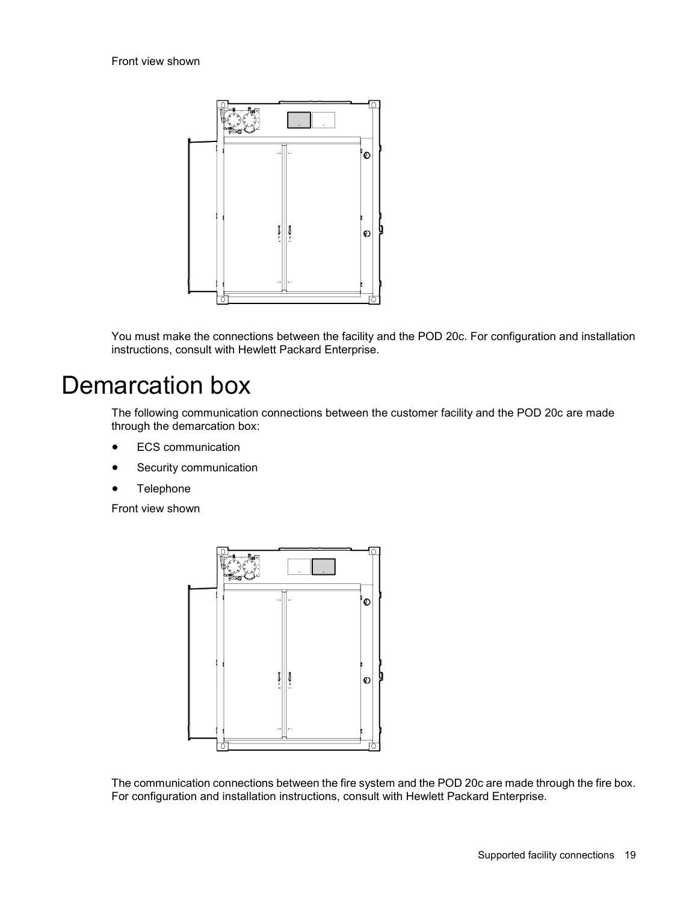Front view shown

You must make the connections between the facility and the POD 20c. For configuration and installation instructions, consult with Hewlett Packard Enterprise.

# Demarcation box

The following communication connections between the customer facility and the POD 20c are made through the demarcation box:

- ECS communication
- Security communication
- Telephone

Front view shown

The communication connections between the fire system and the POD 20c are made through the fire box. For configuration and installation instructions, consult with Hewlett Packard Enterprise.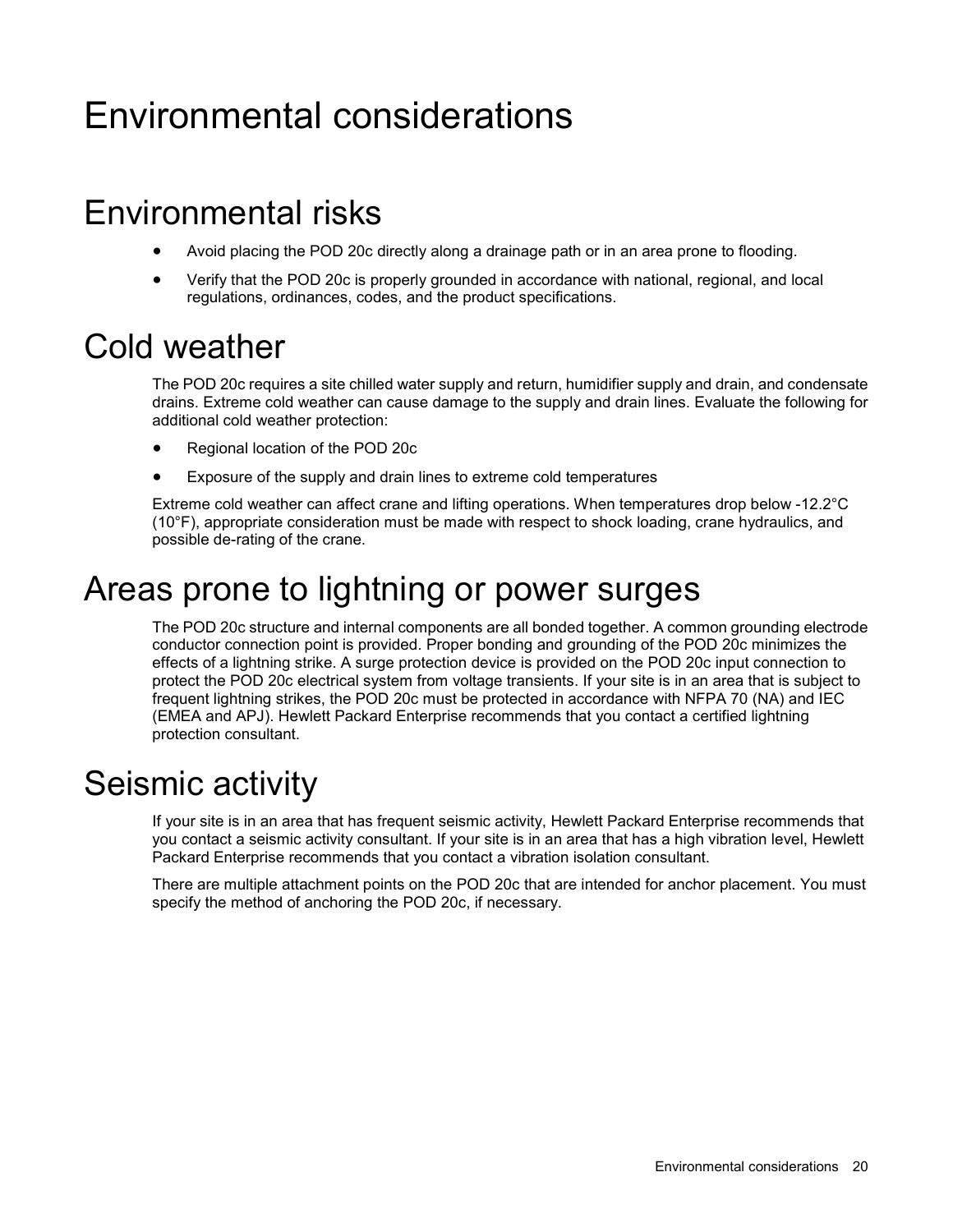# Environmental considerations

## Environmental risks

- Avoid placing the POD 20c directly along a drainage path or in an area prone to flooding.
- Verify that the POD 20c is properly grounded in accordance with national, regional, and local regulations, ordinances, codes, and the product specifications.

## Cold weather

The POD 20c requires a site chilled water supply and return, humidifier supply and drain, and condensate drains. Extreme cold weather can cause damage to the supply and drain lines. Evaluate the following for additional cold weather protection:

- Regional location of the POD 20c
- Exposure of the supply and drain lines to extreme cold temperatures

Extreme cold weather can affect crane and lifting operations. When temperatures drop below -12.2°C (10°F), appropriate consideration must be made with respect to shock loading, crane hydraulics, and possible de-rating of the crane.

## Areas prone to lightning or power surges

The POD 20c structure and internal components are all bonded together. A common grounding electrode conductor connection point is provided. Proper bonding and grounding of the POD 20c minimizes the effects of a lightning strike. A surge protection device is provided on the POD 20c input connection to protect the POD 20c electrical system from voltage transients. If your site is in an area that is subject to frequent lightning strikes, the POD 20c must be protected in accordance with NFPA 70 (NA) and IEC (EMEA and APJ). Hewlett Packard Enterprise recommends that you contact a certified lightning protection consultant.

## Seismic activity

If your site is in an area that has frequent seismic activity, Hewlett Packard Enterprise recommends that you contact a seismic activity consultant. If your site is in an area that has a high vibration level, Hewlett Packard Enterprise recommends that you contact a vibration isolation consultant.

There are multiple attachment points on the POD 20c that are intended for anchor placement. You must specify the method of anchoring the POD 20c, if necessary.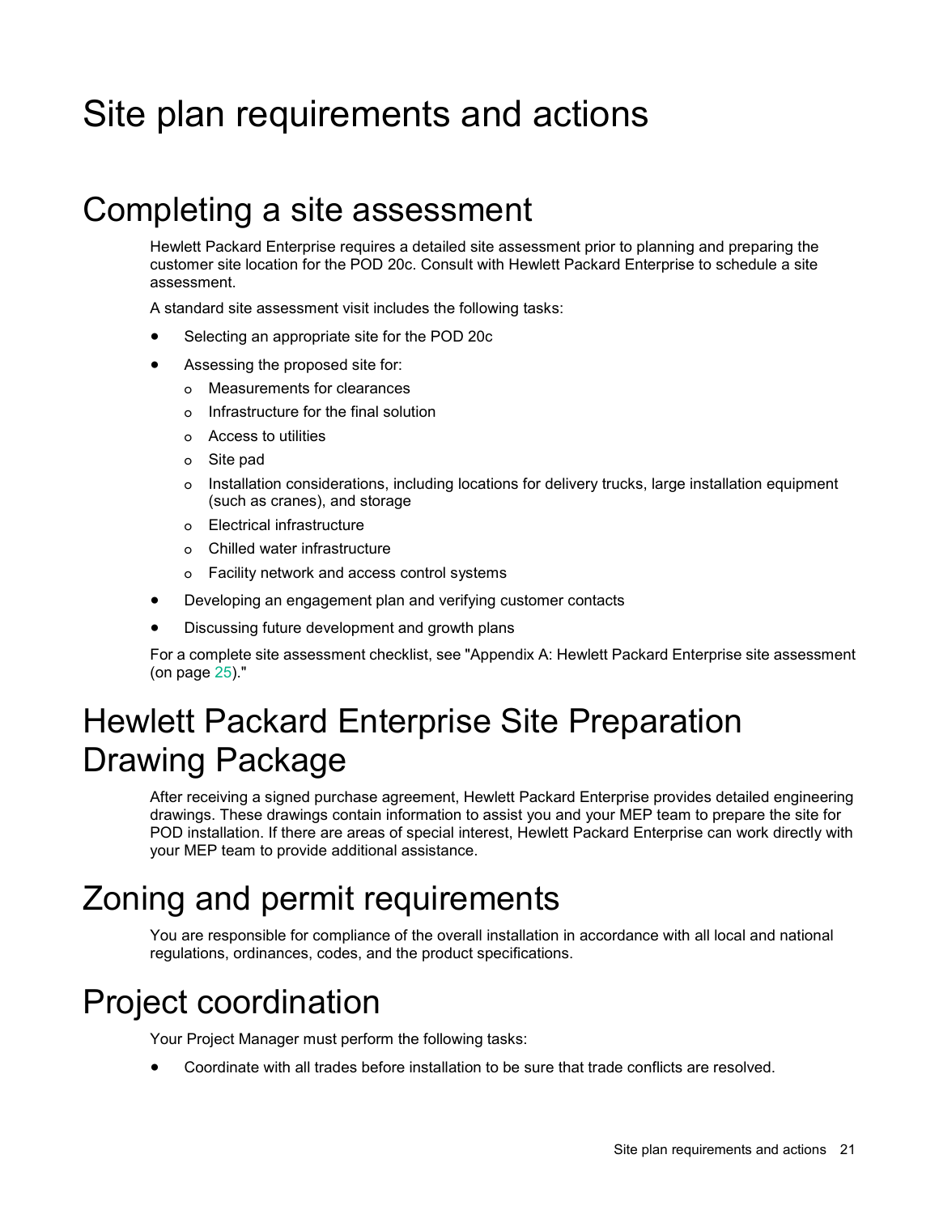# Site plan requirements and actions

## Completing a site assessment

Hewlett Packard Enterprise requires a detailed site assessment prior to planning and preparing the customer site location for the POD 20c. Consult with Hewlett Packard Enterprise to schedule a site assessment.

A standard site assessment visit includes the following tasks:

- Selecting an appropriate site for the POD 20c
- Assessing the proposed site for:
  - Measurements for clearances
  - Infrastructure for the final solution
  - Access to utilities
  - Site pad
  - Installation considerations, including locations for delivery trucks, large installation equipment (such as cranes), and storage
  - Electrical infrastructure
  - Chilled water infrastructure
  - Facility network and access control systems
- Developing an engagement plan and verifying customer contacts
- Discussing future development and growth plans

For a complete site assessment checklist, see "Appendix A: Hewlett Packard Enterprise site assessment (on page 25)."

## Hewlett Packard Enterprise Site Preparation Drawing Package

After receiving a signed purchase agreement, Hewlett Packard Enterprise provides detailed engineering drawings. These drawings contain information to assist you and your MEP team to prepare the site for POD installation. If there are areas of special interest, Hewlett Packard Enterprise can work directly with your MEP team to provide additional assistance.

## Zoning and permit requirements

You are responsible for compliance of the overall installation in accordance with all local and national regulations, ordinances, codes, and the product specifications.

## Project coordination

Your Project Manager must perform the following tasks:

- Coordinate with all trades before installation to be sure that trade conflicts are resolved.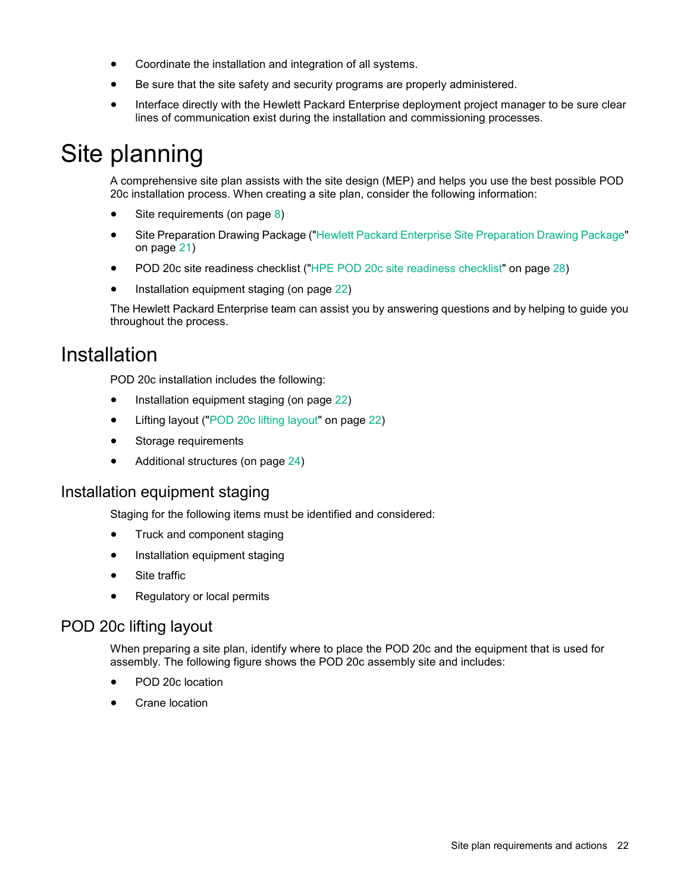- Coordinate the installation and integration of all systems.
- Be sure that the site safety and security programs are properly administered.
- Interface directly with the Hewlett Packard Enterprise deployment project manager to be sure clear lines of communication exist during the installation and commissioning processes.

# Site planning

A comprehensive site plan assists with the site design (MEP) and helps you use the best possible POD 20c installation process. When creating a site plan, consider the following information:

- Site requirements (on page 8)
- Site Preparation Drawing Package ("Hewlett Packard Enterprise Site Preparation Drawing Package" on page 21)
- POD 20c site readiness checklist ("HPE POD 20c site readiness checklist" on page 28)
- Installation equipment staging (on page 22)

The Hewlett Packard Enterprise team can assist you by answering questions and by helping to guide you throughout the process.

## Installation

POD 20c installation includes the following:

- Installation equipment staging (on page 22)
- Lifting layout ("POD 20c lifting layout" on page 22)
- Storage requirements
- Additional structures (on page 24)

### Installation equipment staging

Staging for the following items must be identified and considered:

- Truck and component staging
- Installation equipment staging
- Site traffic
- Regulatory or local permits

### POD 20c lifting layout

When preparing a site plan, identify where to place the POD 20c and the equipment that is used for assembly. The following figure shows the POD 20c assembly site and includes:

- POD 20c location
- Crane location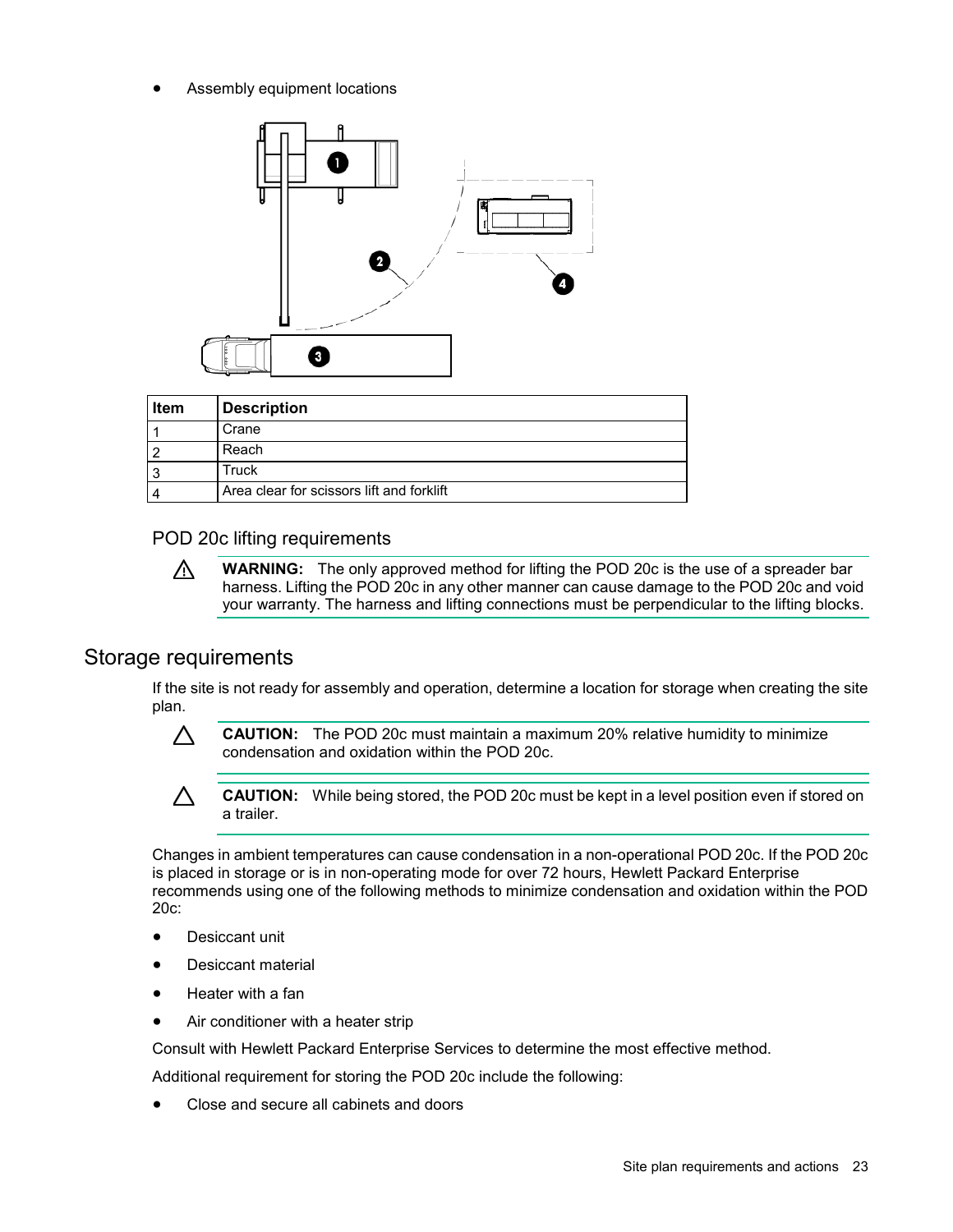- Assembly equipment locations

| Item | Description |
|---|---|
| 1 | Crane |
| 2 | Reach |
| 3 | Truck |
| 4 | Area clear for scissors lift and forklift |

### POD 20c lifting requirements

⚠ **WARNING:** The only approved method for lifting the POD 20c is the use of a spreader bar harness. Lifting the POD 20c in any other manner can cause damage to the POD 20c and void your warranty. The harness and lifting connections must be perpendicular to the lifting blocks.

## Storage requirements

If the site is not ready for assembly and operation, determine a location for storage when creating the site plan.

△ **CAUTION:** The POD 20c must maintain a maximum 20% relative humidity to minimize condensation and oxidation within the POD 20c.

△ **CAUTION:** While being stored, the POD 20c must be kept in a level position even if stored on a trailer.

Changes in ambient temperatures can cause condensation in a non-operational POD 20c. If the POD 20c is placed in storage or is in non-operating mode for over 72 hours, Hewlett Packard Enterprise recommends using one of the following methods to minimize condensation and oxidation within the POD 20c:

- Desiccant unit
- Desiccant material
- Heater with a fan
- Air conditioner with a heater strip

Consult with Hewlett Packard Enterprise Services to determine the most effective method.

Additional requirement for storing the POD 20c include the following:

- Close and secure all cabinets and doors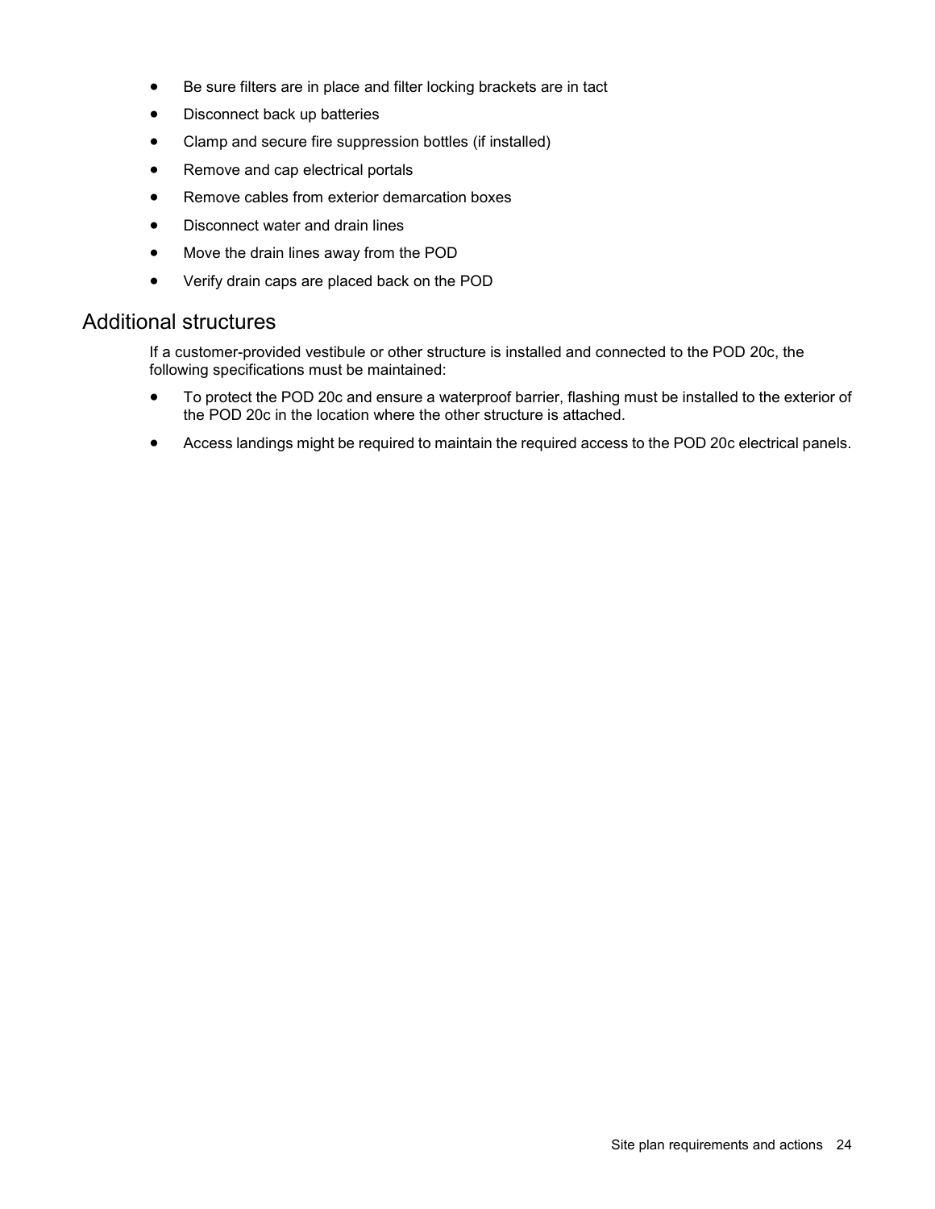- Be sure filters are in place and filter locking brackets are in tact
- Disconnect back up batteries
- Clamp and secure fire suppression bottles (if installed)
- Remove and cap electrical portals
- Remove cables from exterior demarcation boxes
- Disconnect water and drain lines
- Move the drain lines away from the POD
- Verify drain caps are placed back on the POD

## Additional structures

If a customer-provided vestibule or other structure is installed and connected to the POD 20c, the following specifications must be maintained:

- To protect the POD 20c and ensure a waterproof barrier, flashing must be installed to the exterior of the POD 20c in the location where the other structure is attached.
- Access landings might be required to maintain the required access to the POD 20c electrical panels.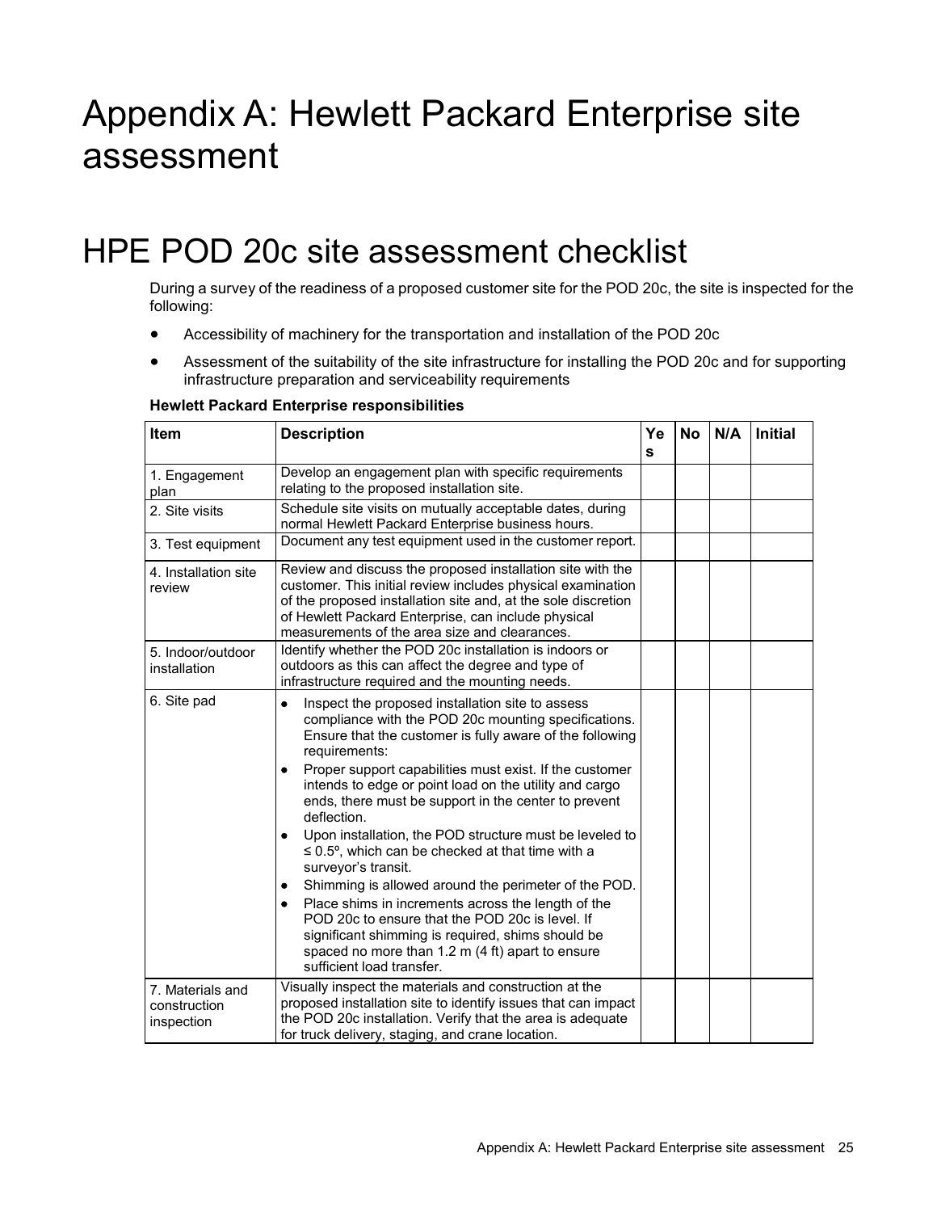# Appendix A: Hewlett Packard Enterprise site assessment

## HPE POD 20c site assessment checklist

During a survey of the readiness of a proposed customer site for the POD 20c, the site is inspected for the following:

- Accessibility of machinery for the transportation and installation of the POD 20c
- Assessment of the suitability of the site infrastructure for installing the POD 20c and for supporting infrastructure preparation and serviceability requirements

**Hewlett Packard Enterprise responsibilities**

| Item | Description | Yes | No | N/A | Initial |
|---|---|---|---|---|---|
| 1. Engagement plan | Develop an engagement plan with specific requirements relating to the proposed installation site. | | | | |
| 2. Site visits | Schedule site visits on mutually acceptable dates, during normal Hewlett Packard Enterprise business hours. | | | | |
| 3. Test equipment | Document any test equipment used in the customer report. | | | | |
| 4. Installation site review | Review and discuss the proposed installation site with the customer. This initial review includes physical examination of the proposed installation site and, at the sole discretion of Hewlett Packard Enterprise, can include physical measurements of the area size and clearances. | | | | |
| 5. Indoor/outdoor installation | Identify whether the POD 20c installation is indoors or outdoors as this can affect the degree and type of infrastructure required and the mounting needs. | | | | |
| 6. Site pad | • Inspect the proposed installation site to assess compliance with the POD 20c mounting specifications. Ensure that the customer is fully aware of the following requirements:<br>• Proper support capabilities must exist. If the customer intends to edge or point load on the utility and cargo ends, there must be support in the center to prevent deflection.<br>• Upon installation, the POD structure must be leveled to ≤ 0.5º, which can be checked at that time with a surveyor's transit.<br>• Shimming is allowed around the perimeter of the POD.<br>• Place shims in increments across the length of the POD 20c to ensure that the POD 20c is level. If significant shimming is required, shims should be spaced no more than 1.2 m (4 ft) apart to ensure sufficient load transfer. | | | | |
| 7. Materials and construction inspection | Visually inspect the materials and construction at the proposed installation site to identify issues that can impact the POD 20c installation. Verify that the area is adequate for truck delivery, staging, and crane location. | | | | |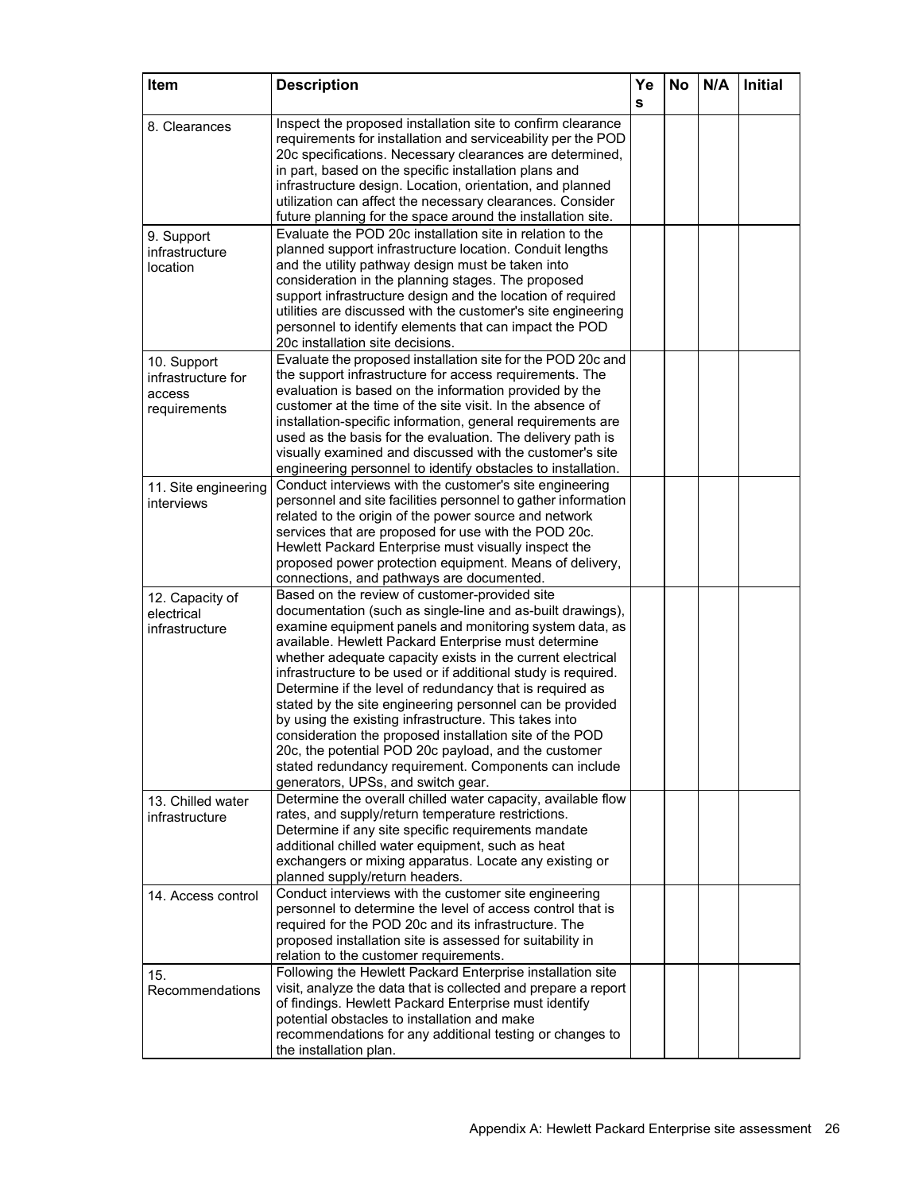| Item | Description | Yes | No | N/A | Initial |
|---|---|---|---|---|---|
| 8. Clearances | Inspect the proposed installation site to confirm clearance requirements for installation and serviceability per the POD 20c specifications. Necessary clearances are determined, in part, based on the specific installation plans and infrastructure design. Location, orientation, and planned utilization can affect the necessary clearances. Consider future planning for the space around the installation site. | | | | |
| 9. Support infrastructure location | Evaluate the POD 20c installation site in relation to the planned support infrastructure location. Conduit lengths and the utility pathway design must be taken into consideration in the planning stages. The proposed support infrastructure design and the location of required utilities are discussed with the customer's site engineering personnel to identify elements that can impact the POD 20c installation site decisions. | | | | |
| 10. Support infrastructure for access requirements | Evaluate the proposed installation site for the POD 20c and the support infrastructure for access requirements. The evaluation is based on the information provided by the customer at the time of the site visit. In the absence of installation-specific information, general requirements are used as the basis for the evaluation. The delivery path is visually examined and discussed with the customer's site engineering personnel to identify obstacles to installation. | | | | |
| 11. Site engineering interviews | Conduct interviews with the customer's site engineering personnel and site facilities personnel to gather information related to the origin of the power source and network services that are proposed for use with the POD 20c. Hewlett Packard Enterprise must visually inspect the proposed power protection equipment. Means of delivery, connections, and pathways are documented. | | | | |
| 12. Capacity of electrical infrastructure | Based on the review of customer-provided site documentation (such as single-line and as-built drawings), examine equipment panels and monitoring system data, as available. Hewlett Packard Enterprise must determine whether adequate capacity exists in the current electrical infrastructure to be used or if additional study is required. Determine if the level of redundancy that is required as stated by the site engineering personnel can be provided by using the existing infrastructure. This takes into consideration the proposed installation site of the POD 20c, the potential POD 20c payload, and the customer stated redundancy requirement. Components can include generators, UPSs, and switch gear. | | | | |
| 13. Chilled water infrastructure | Determine the overall chilled water capacity, available flow rates, and supply/return temperature restrictions. Determine if any site specific requirements mandate additional chilled water equipment, such as heat exchangers or mixing apparatus. Locate any existing or planned supply/return headers. | | | | |
| 14. Access control | Conduct interviews with the customer site engineering personnel to determine the level of access control that is required for the POD 20c and its infrastructure. The proposed installation site is assessed for suitability in relation to the customer requirements. | | | | |
| 15. Recommendations | Following the Hewlett Packard Enterprise installation site visit, analyze the data that is collected and prepare a report of findings. Hewlett Packard Enterprise must identify potential obstacles to installation and make recommendations for any additional testing or changes to the installation plan. | | | | |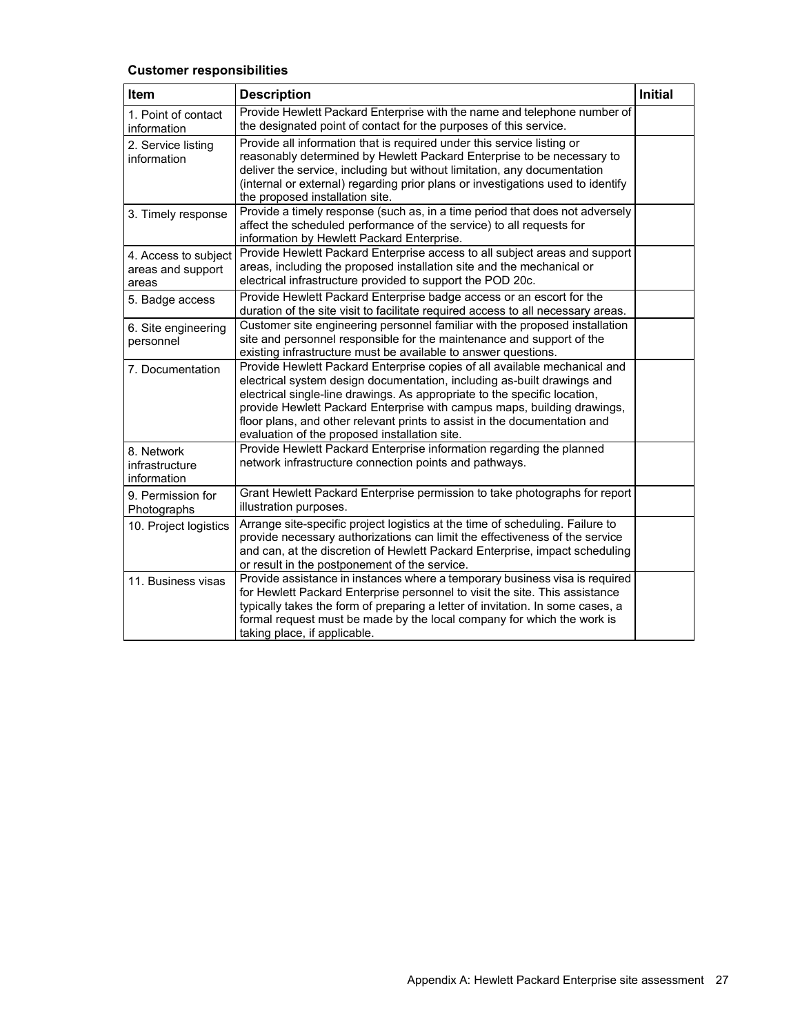**Customer responsibilities**

| Item | Description | Initial |
|---|---|---|
| 1. Point of contact information | Provide Hewlett Packard Enterprise with the name and telephone number of the designated point of contact for the purposes of this service. | |
| 2. Service listing information | Provide all information that is required under this service listing or reasonably determined by Hewlett Packard Enterprise to be necessary to deliver the service, including but without limitation, any documentation (internal or external) regarding prior plans or investigations used to identify the proposed installation site. | |
| 3. Timely response | Provide a timely response (such as, in a time period that does not adversely affect the scheduled performance of the service) to all requests for information by Hewlett Packard Enterprise. | |
| 4. Access to subject areas and support areas | Provide Hewlett Packard Enterprise access to all subject areas and support areas, including the proposed installation site and the mechanical or electrical infrastructure provided to support the POD 20c. | |
| 5. Badge access | Provide Hewlett Packard Enterprise badge access or an escort for the duration of the site visit to facilitate required access to all necessary areas. | |
| 6. Site engineering personnel | Customer site engineering personnel familiar with the proposed installation site and personnel responsible for the maintenance and support of the existing infrastructure must be available to answer questions. | |
| 7. Documentation | Provide Hewlett Packard Enterprise copies of all available mechanical and electrical system design documentation, including as-built drawings and electrical single-line drawings. As appropriate to the specific location, provide Hewlett Packard Enterprise with campus maps, building drawings, floor plans, and other relevant prints to assist in the documentation and evaluation of the proposed installation site. | |
| 8. Network infrastructure information | Provide Hewlett Packard Enterprise information regarding the planned network infrastructure connection points and pathways. | |
| 9. Permission for Photographs | Grant Hewlett Packard Enterprise permission to take photographs for report illustration purposes. | |
| 10. Project logistics | Arrange site-specific project logistics at the time of scheduling. Failure to provide necessary authorizations can limit the effectiveness of the service and can, at the discretion of Hewlett Packard Enterprise, impact scheduling or result in the postponement of the service. | |
| 11. Business visas | Provide assistance in instances where a temporary business visa is required for Hewlett Packard Enterprise personnel to visit the site. This assistance typically takes the form of preparing a letter of invitation. In some cases, a formal request must be made by the local company for which the work is taking place, if applicable. | |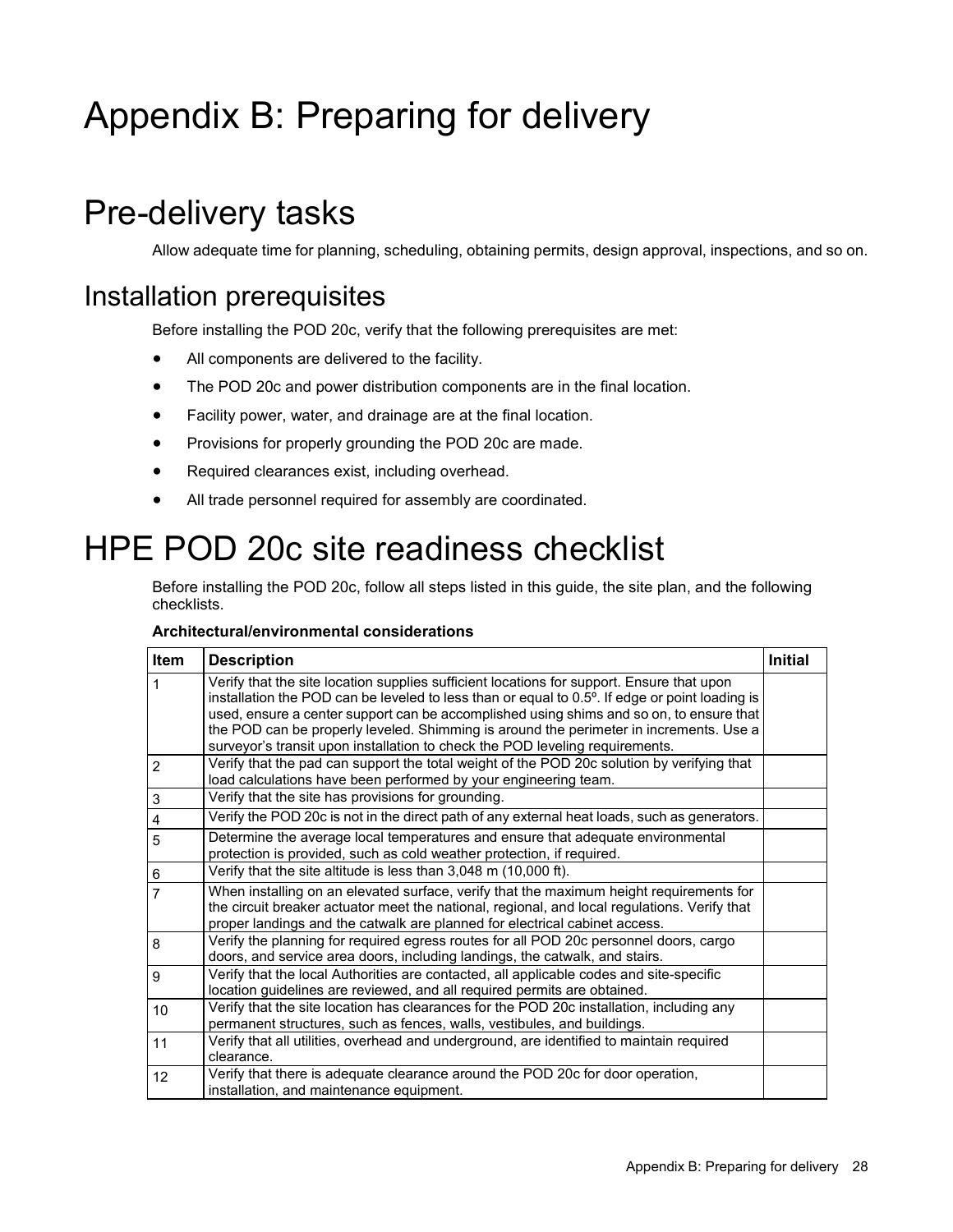# Appendix B: Preparing for delivery

# Pre-delivery tasks

Allow adequate time for planning, scheduling, obtaining permits, design approval, inspections, and so on.

## Installation prerequisites

Before installing the POD 20c, verify that the following prerequisites are met:

- All components are delivered to the facility.
- The POD 20c and power distribution components are in the final location.
- Facility power, water, and drainage are at the final location.
- Provisions for properly grounding the POD 20c are made.
- Required clearances exist, including overhead.
- All trade personnel required for assembly are coordinated.

# HPE POD 20c site readiness checklist

Before installing the POD 20c, follow all steps listed in this guide, the site plan, and the following checklists.

**Architectural/environmental considerations**

| Item | Description | Initial |
|---|---|---|
| 1 | Verify that the site location supplies sufficient locations for support. Ensure that upon installation the POD can be leveled to less than or equal to 0.5º. If edge or point loading is used, ensure a center support can be accomplished using shims and so on, to ensure that the POD can be properly leveled. Shimming is around the perimeter in increments. Use a surveyor's transit upon installation to check the POD leveling requirements. | |
| 2 | Verify that the pad can support the total weight of the POD 20c solution by verifying that load calculations have been performed by your engineering team. | |
| 3 | Verify that the site has provisions for grounding. | |
| 4 | Verify the POD 20c is not in the direct path of any external heat loads, such as generators. | |
| 5 | Determine the average local temperatures and ensure that adequate environmental protection is provided, such as cold weather protection, if required. | |
| 6 | Verify that the site altitude is less than 3,048 m (10,000 ft). | |
| 7 | When installing on an elevated surface, verify that the maximum height requirements for the circuit breaker actuator meet the national, regional, and local regulations. Verify that proper landings and the catwalk are planned for electrical cabinet access. | |
| 8 | Verify the planning for required egress routes for all POD 20c personnel doors, cargo doors, and service area doors, including landings, the catwalk, and stairs. | |
| 9 | Verify that the local Authorities are contacted, all applicable codes and site-specific location guidelines are reviewed, and all required permits are obtained. | |
| 10 | Verify that the site location has clearances for the POD 20c installation, including any permanent structures, such as fences, walls, vestibules, and buildings. | |
| 11 | Verify that all utilities, overhead and underground, are identified to maintain required clearance. | |
| 12 | Verify that there is adequate clearance around the POD 20c for door operation, installation, and maintenance equipment. | |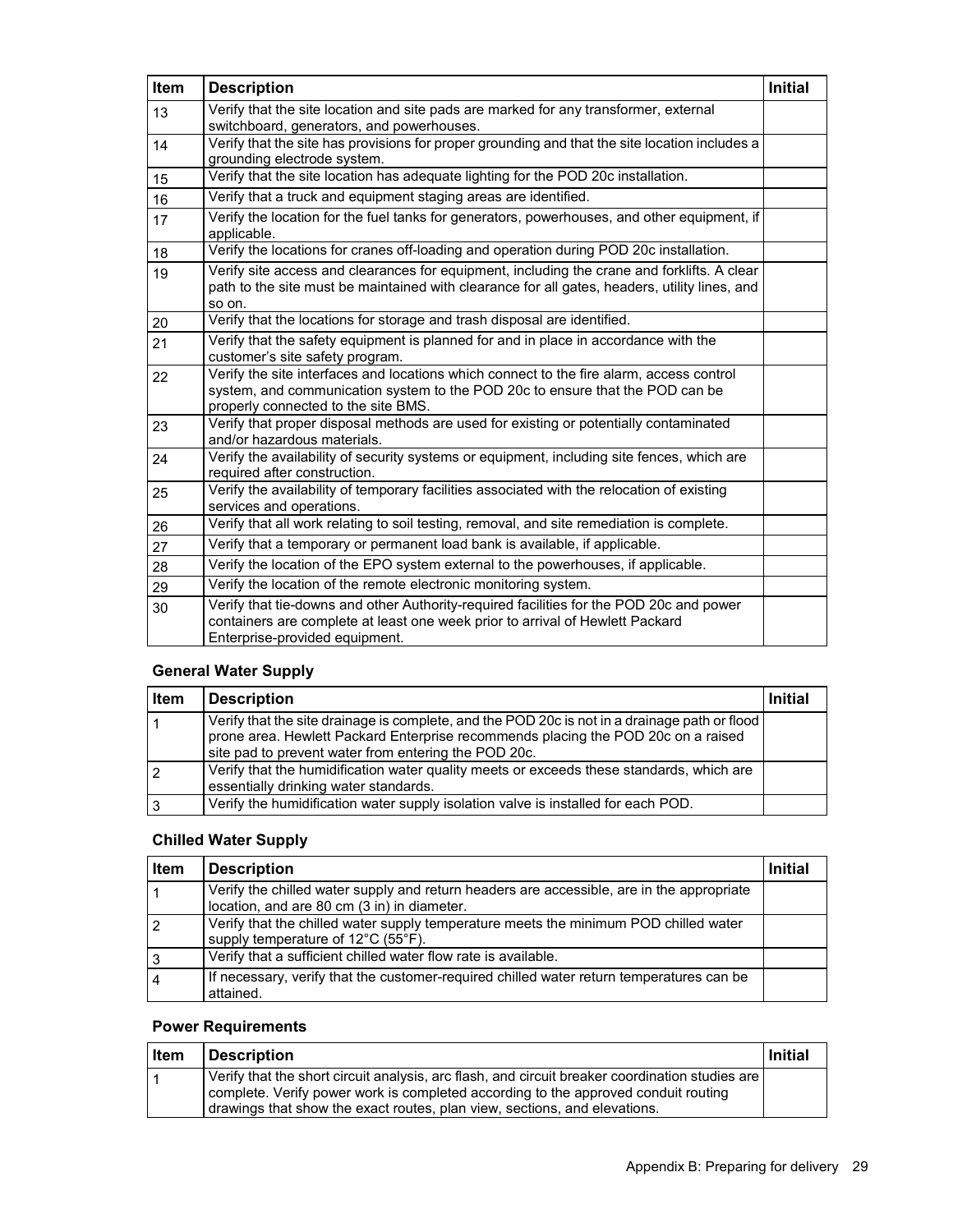| Item | Description | Initial |
| --- | --- | --- |
| 13 | Verify that the site location and site pads are marked for any transformer, external switchboard, generators, and powerhouses. | |
| 14 | Verify that the site has provisions for proper grounding and that the site location includes a grounding electrode system. | |
| 15 | Verify that the site location has adequate lighting for the POD 20c installation. | |
| 16 | Verify that a truck and equipment staging areas are identified. | |
| 17 | Verify the location for the fuel tanks for generators, powerhouses, and other equipment, if applicable. | |
| 18 | Verify the locations for cranes off-loading and operation during POD 20c installation. | |
| 19 | Verify site access and clearances for equipment, including the crane and forklifts. A clear path to the site must be maintained with clearance for all gates, headers, utility lines, and so on. | |
| 20 | Verify that the locations for storage and trash disposal are identified. | |
| 21 | Verify that the safety equipment is planned for and in place in accordance with the customer's site safety program. | |
| 22 | Verify the site interfaces and locations which connect to the fire alarm, access control system, and communication system to the POD 20c to ensure that the POD can be properly connected to the site BMS. | |
| 23 | Verify that proper disposal methods are used for existing or potentially contaminated and/or hazardous materials. | |
| 24 | Verify the availability of security systems or equipment, including site fences, which are required after construction. | |
| 25 | Verify the availability of temporary facilities associated with the relocation of existing services and operations. | |
| 26 | Verify that all work relating to soil testing, removal, and site remediation is complete. | |
| 27 | Verify that a temporary or permanent load bank is available, if applicable. | |
| 28 | Verify the location of the EPO system external to the powerhouses, if applicable. | |
| 29 | Verify the location of the remote electronic monitoring system. | |
| 30 | Verify that tie-downs and other Authority-required facilities for the POD 20c and power containers are complete at least one week prior to arrival of Hewlett Packard Enterprise-provided equipment. | |

### General Water Supply

| Item | Description | Initial |
| --- | --- | --- |
| 1 | Verify that the site drainage is complete, and the POD 20c is not in a drainage path or flood prone area. Hewlett Packard Enterprise recommends placing the POD 20c on a raised site pad to prevent water from entering the POD 20c. | |
| 2 | Verify that the humidification water quality meets or exceeds these standards, which are essentially drinking water standards. | |
| 3 | Verify the humidification water supply isolation valve is installed for each POD. | |

### Chilled Water Supply

| Item | Description | Initial |
| --- | --- | --- |
| 1 | Verify the chilled water supply and return headers are accessible, are in the appropriate location, and are 80 cm (3 in) in diameter. | |
| 2 | Verify that the chilled water supply temperature meets the minimum POD chilled water supply temperature of 12°C (55°F). | |
| 3 | Verify that a sufficient chilled water flow rate is available. | |
| 4 | If necessary, verify that the customer-required chilled water return temperatures can be attained. | |

### Power Requirements

| Item | Description | Initial |
| --- | --- | --- |
| 1 | Verify that the short circuit analysis, arc flash, and circuit breaker coordination studies are complete. Verify power work is completed according to the approved conduit routing drawings that show the exact routes, plan view, sections, and elevations. | |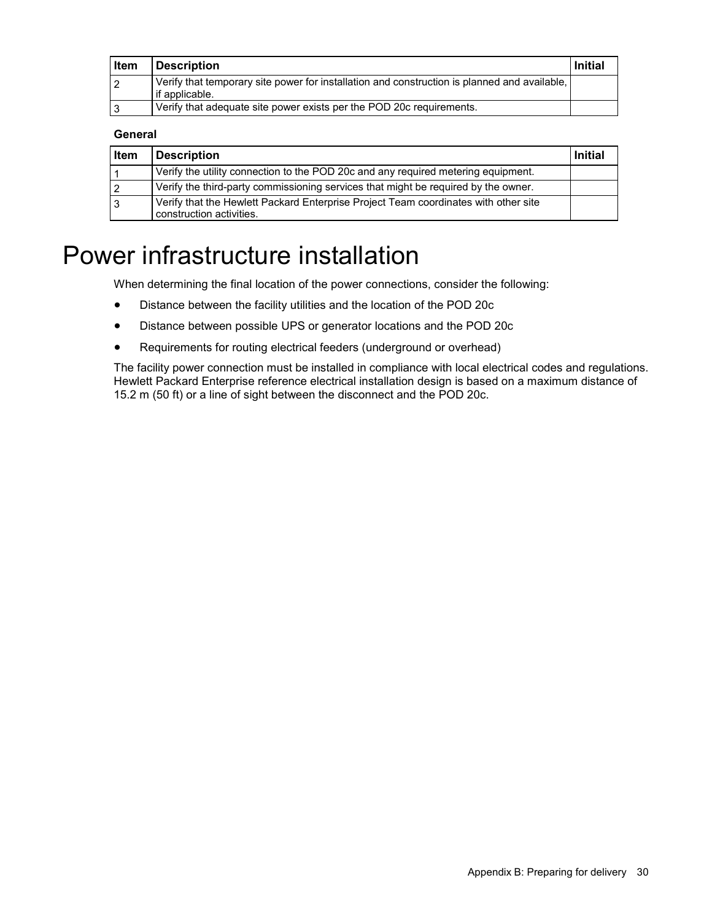| Item | Description | Initial |
|---|---|---|
| 2 | Verify that temporary site power for installation and construction is planned and available, if applicable. | |
| 3 | Verify that adequate site power exists per the POD 20c requirements. | |

**General**

| Item | Description | Initial |
|---|---|---|
| 1 | Verify the utility connection to the POD 20c and any required metering equipment. | |
| 2 | Verify the third-party commissioning services that might be required by the owner. | |
| 3 | Verify that the Hewlett Packard Enterprise Project Team coordinates with other site construction activities. | |

# Power infrastructure installation

When determining the final location of the power connections, consider the following:

- Distance between the facility utilities and the location of the POD 20c
- Distance between possible UPS or generator locations and the POD 20c
- Requirements for routing electrical feeders (underground or overhead)

The facility power connection must be installed in compliance with local electrical codes and regulations. Hewlett Packard Enterprise reference electrical installation design is based on a maximum distance of 15.2 m (50 ft) or a line of sight between the disconnect and the POD 20c.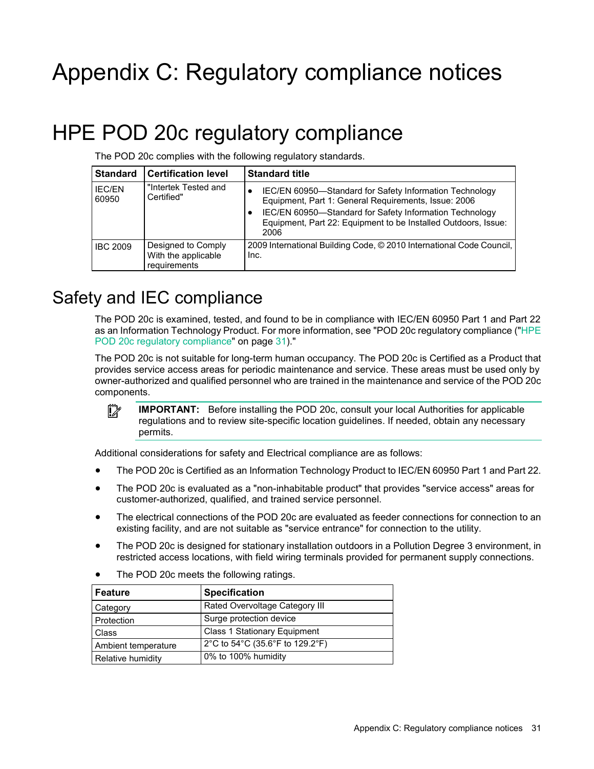# Appendix C: Regulatory compliance notices

## HPE POD 20c regulatory compliance

The POD 20c complies with the following regulatory standards.

| Standard | Certification level | Standard title |
|---|---|---|
| IEC/EN 60950 | "Intertek Tested and Certified" | • IEC/EN 60950—Standard for Safety Information Technology Equipment, Part 1: General Requirements, Issue: 2006<br>• IEC/EN 60950—Standard for Safety Information Technology Equipment, Part 22: Equipment to be Installed Outdoors, Issue: 2006 |
| IBC 2009 | Designed to Comply With the applicable requirements | 2009 International Building Code, © 2010 International Code Council, Inc. |

## Safety and IEC compliance

The POD 20c is examined, tested, and found to be in compliance with IEC/EN 60950 Part 1 and Part 22 as an Information Technology Product. For more information, see "POD 20c regulatory compliance ("HPE POD 20c regulatory compliance" on page 31)."

The POD 20c is not suitable for long-term human occupancy. The POD 20c is Certified as a Product that provides service access areas for periodic maintenance and service. These areas must be used only by owner-authorized and qualified personnel who are trained in the maintenance and service of the POD 20c components.

**IMPORTANT:** Before installing the POD 20c, consult your local Authorities for applicable regulations and to review site-specific location guidelines. If needed, obtain any necessary permits.

Additional considerations for safety and Electrical compliance are as follows:

- The POD 20c is Certified as an Information Technology Product to IEC/EN 60950 Part 1 and Part 22.
- The POD 20c is evaluated as a "non-inhabitable product" that provides "service access" areas for customer-authorized, qualified, and trained service personnel.
- The electrical connections of the POD 20c are evaluated as feeder connections for connection to an existing facility, and are not suitable as "service entrance" for connection to the utility.
- The POD 20c is designed for stationary installation outdoors in a Pollution Degree 3 environment, in restricted access locations, with field wiring terminals provided for permanent supply connections.
- The POD 20c meets the following ratings.

| Feature | Specification |
|---|---|
| Category | Rated Overvoltage Category III |
| Protection | Surge protection device |
| Class | Class 1 Stationary Equipment |
| Ambient temperature | 2°C to 54°C (35.6°F to 129.2°F) |
| Relative humidity | 0% to 100% humidity |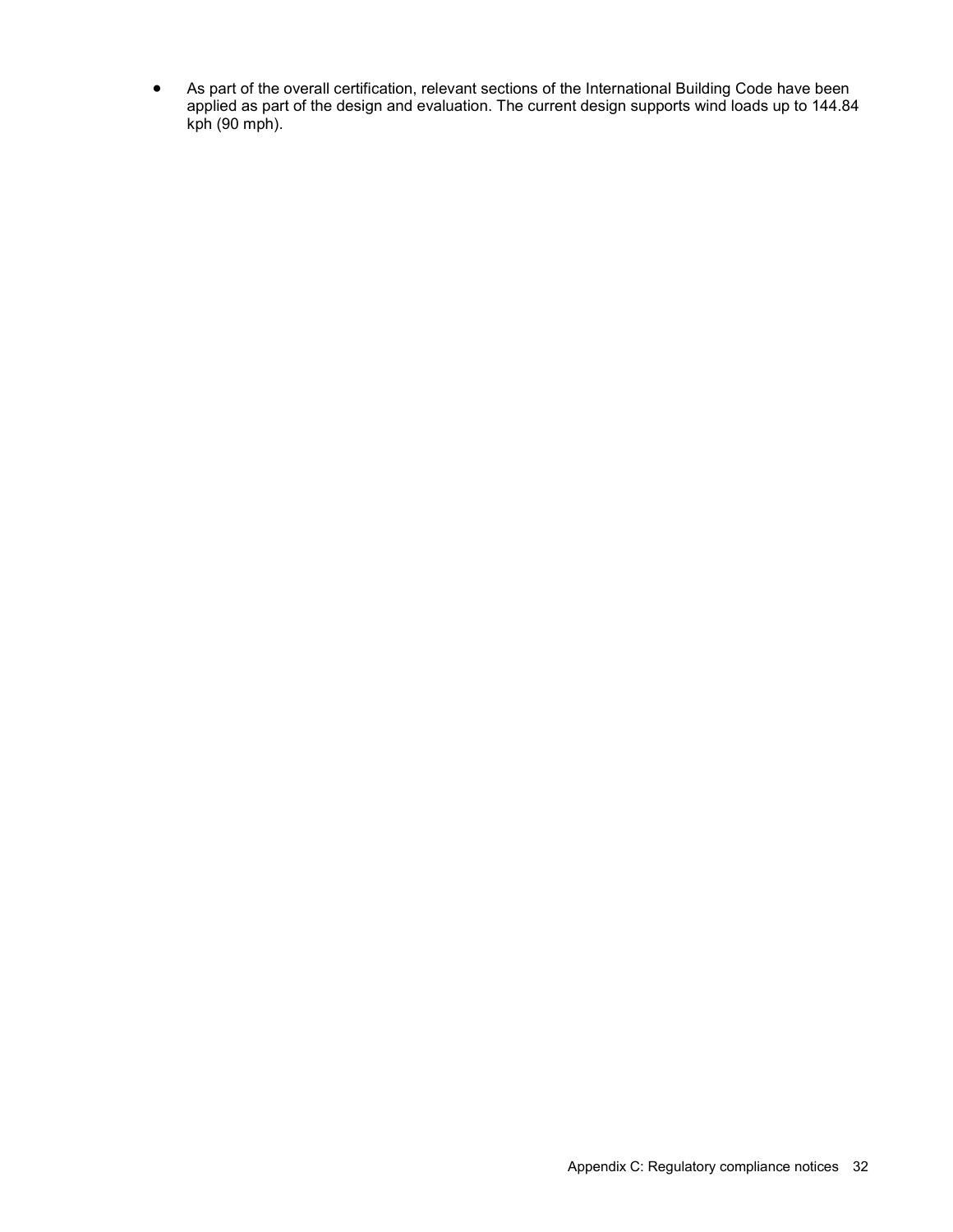- As part of the overall certification, relevant sections of the International Building Code have been applied as part of the design and evaluation. The current design supports wind loads up to 144.84 kph (90 mph).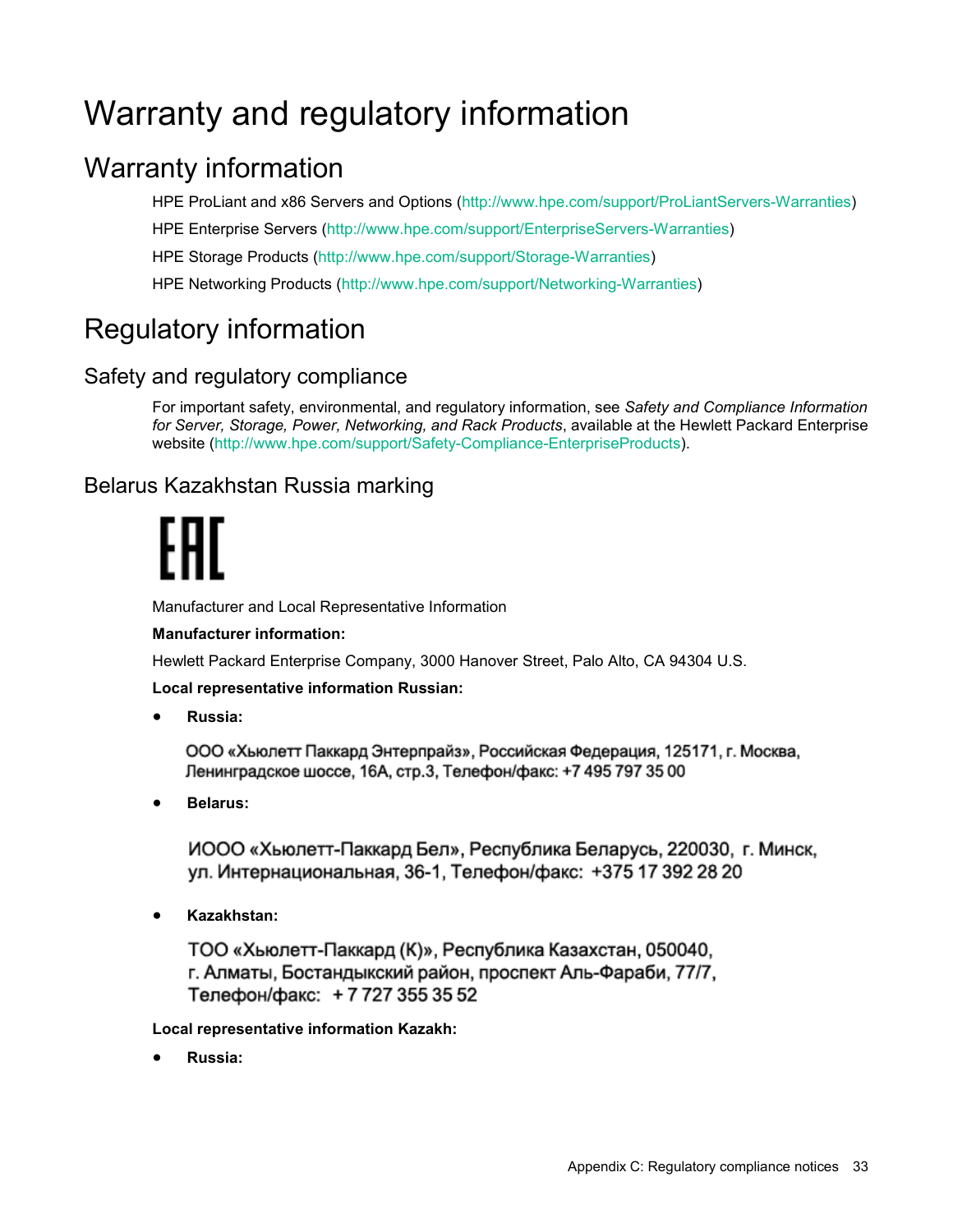# Warranty and regulatory information

## Warranty information

HPE ProLiant and x86 Servers and Options (http://www.hpe.com/support/ProLiantServers-Warranties)

HPE Enterprise Servers (http://www.hpe.com/support/EnterpriseServers-Warranties)

HPE Storage Products (http://www.hpe.com/support/Storage-Warranties)

HPE Networking Products (http://www.hpe.com/support/Networking-Warranties)

## Regulatory information

### Safety and regulatory compliance

For important safety, environmental, and regulatory information, see *Safety and Compliance Information for Server, Storage, Power, Networking, and Rack Products*, available at the Hewlett Packard Enterprise website (http://www.hpe.com/support/Safety-Compliance-EnterpriseProducts).

### Belarus Kazakhstan Russia marking

EAC

Manufacturer and Local Representative Information

**Manufacturer information:**

Hewlett Packard Enterprise Company, 3000 Hanover Street, Palo Alto, CA 94304 U.S.

**Local representative information Russian:**

- **Russia:**

  ООО «Хьюлетт Паккард Энтерпрайз», Российская Федерация, 125171, г. Москва, Ленинградское шоссе, 16А, стр.3, Телефон/факс: +7 495 797 35 00

- **Belarus:**

  ИООО «Хьюлетт-Паккард Бел», Республика Беларусь, 220030, г. Минск, ул. Интернациональная, 36-1, Телефон/факс: +375 17 392 28 20

- **Kazakhstan:**

  ТОО «Хьюлетт-Паккард (К)», Республика Казахстан, 050040, г. Алматы, Бостандыкский район, проспект Аль-Фараби, 77/7, Телефон/факс: + 7 727 355 35 52

**Local representative information Kazakh:**

- **Russia:**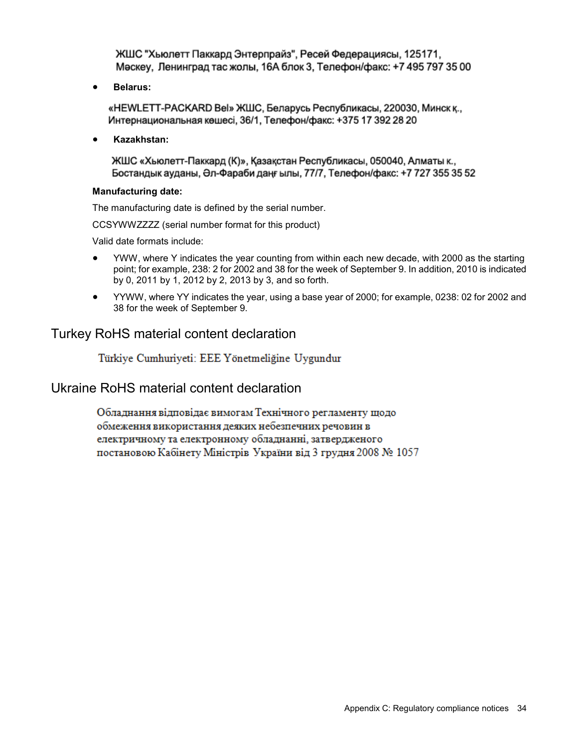ЖШС "Хьюлетт Паккард Энтерпрайз", Ресей Федерациясы, 125171,
Мәскеу, Ленинград тас жолы, 16А блок 3, Телефон/факс: +7 495 797 35 00

- **Belarus:**

«HEWLETT-PACKARD Bel» ЖШС, Беларусь Республикасы, 220030, Минск қ.,
Интернациональная көшесі, 36/1, Телефон/факс: +375 17 392 28 20

- **Kazakhstan:**

ЖШС «Хьюлетт-Паккард (К)», Қазақстан Республикасы, 050040, Алматы к.,
Бостандык ауданы, Әл-Фараби даңғ ылы, 77/7, Телефон/факс: +7 727 355 35 52

**Manufacturing date:**

The manufacturing date is defined by the serial number.

CCSYWWZZZZ (serial number format for this product)

Valid date formats include:

- YWW, where Y indicates the year counting from within each new decade, with 2000 as the starting point; for example, 238: 2 for 2002 and 38 for the week of September 9. In addition, 2010 is indicated by 0, 2011 by 1, 2012 by 2, 2013 by 3, and so forth.
- YYWW, where YY indicates the year, using a base year of 2000; for example, 0238: 02 for 2002 and 38 for the week of September 9.

## Turkey RoHS material content declaration

Türkiye Cumhuriyeti: EEE Yönetmeliğine Uygundur

## Ukraine RoHS material content declaration

Обладнання відповідає вимогам Технічного регламенту щодо обмеження використання деяких небезпечних речовин в електричному та електронному обладнанні, затвердженого постановою Кабінету Міністрів України від 3 грудня 2008 № 1057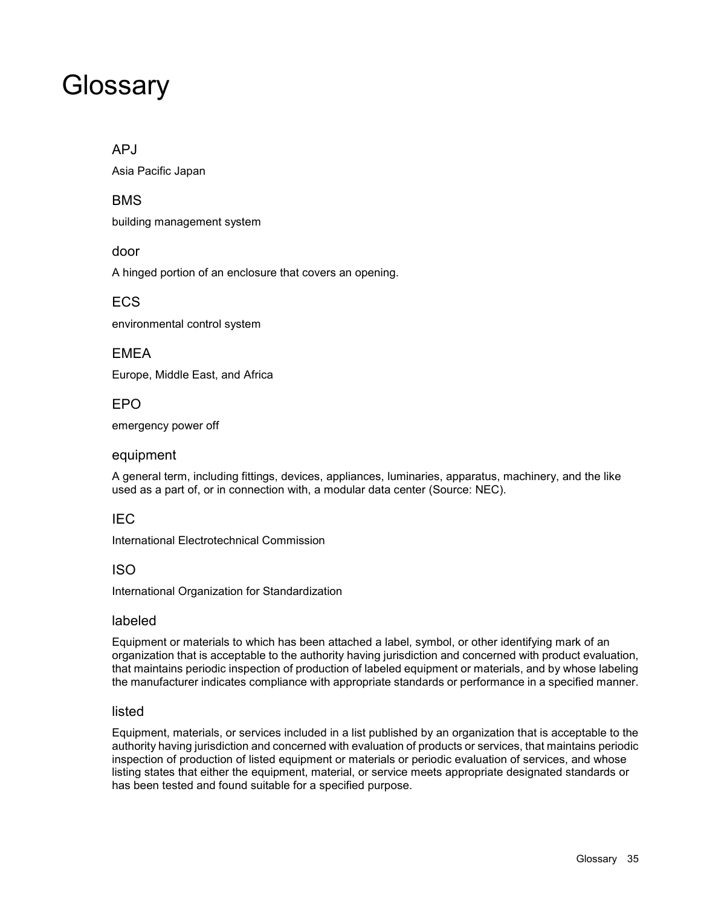# Glossary

### APJ

Asia Pacific Japan

### BMS

building management system

### door

A hinged portion of an enclosure that covers an opening.

### ECS

environmental control system

### EMEA

Europe, Middle East, and Africa

### EPO

emergency power off

### equipment

A general term, including fittings, devices, appliances, luminaries, apparatus, machinery, and the like used as a part of, or in connection with, a modular data center (Source: NEC).

### IEC

International Electrotechnical Commission

### ISO

International Organization for Standardization

### labeled

Equipment or materials to which has been attached a label, symbol, or other identifying mark of an organization that is acceptable to the authority having jurisdiction and concerned with product evaluation, that maintains periodic inspection of production of labeled equipment or materials, and by whose labeling the manufacturer indicates compliance with appropriate standards or performance in a specified manner.

### listed

Equipment, materials, or services included in a list published by an organization that is acceptable to the authority having jurisdiction and concerned with evaluation of products or services, that maintains periodic inspection of production of listed equipment or materials or periodic evaluation of services, and whose listing states that either the equipment, material, or service meets appropriate designated standards or has been tested and found suitable for a specified purpose.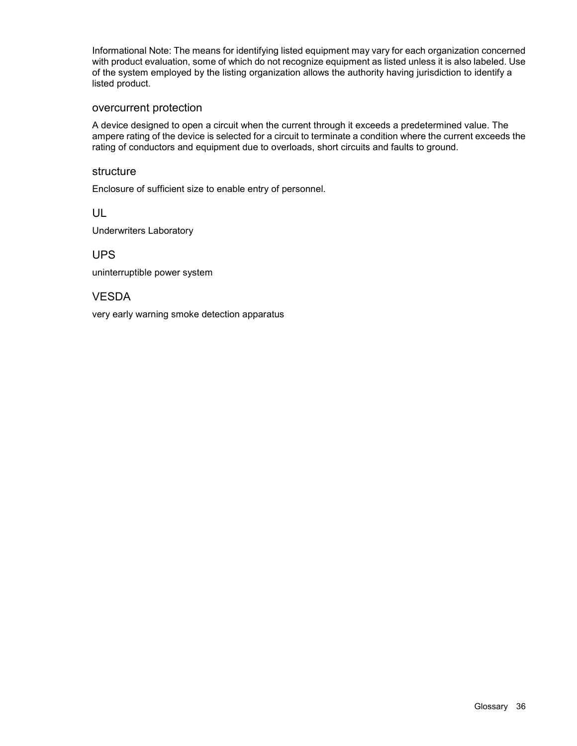Informational Note: The means for identifying listed equipment may vary for each organization concerned with product evaluation, some of which do not recognize equipment as listed unless it is also labeled. Use of the system employed by the listing organization allows the authority having jurisdiction to identify a listed product.

### overcurrent protection

A device designed to open a circuit when the current through it exceeds a predetermined value. The ampere rating of the device is selected for a circuit to terminate a condition where the current exceeds the rating of conductors and equipment due to overloads, short circuits and faults to ground.

### structure

Enclosure of sufficient size to enable entry of personnel.

### UL

Underwriters Laboratory

### UPS

uninterruptible power system

### VESDA

very early warning smoke detection apparatus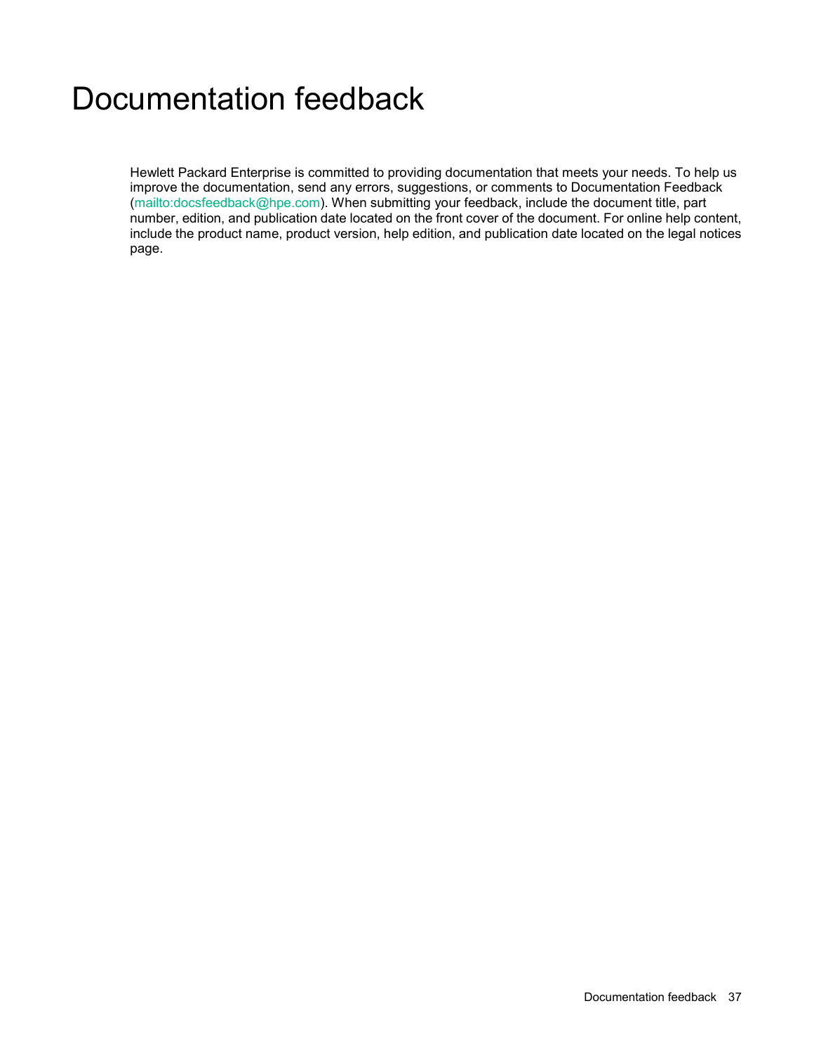# Documentation feedback

Hewlett Packard Enterprise is committed to providing documentation that meets your needs. To help us improve the documentation, send any errors, suggestions, or comments to Documentation Feedback (mailto:docsfeedback@hpe.com). When submitting your feedback, include the document title, part number, edition, and publication date located on the front cover of the document. For online help content, include the product name, product version, help edition, and publication date located on the legal notices page.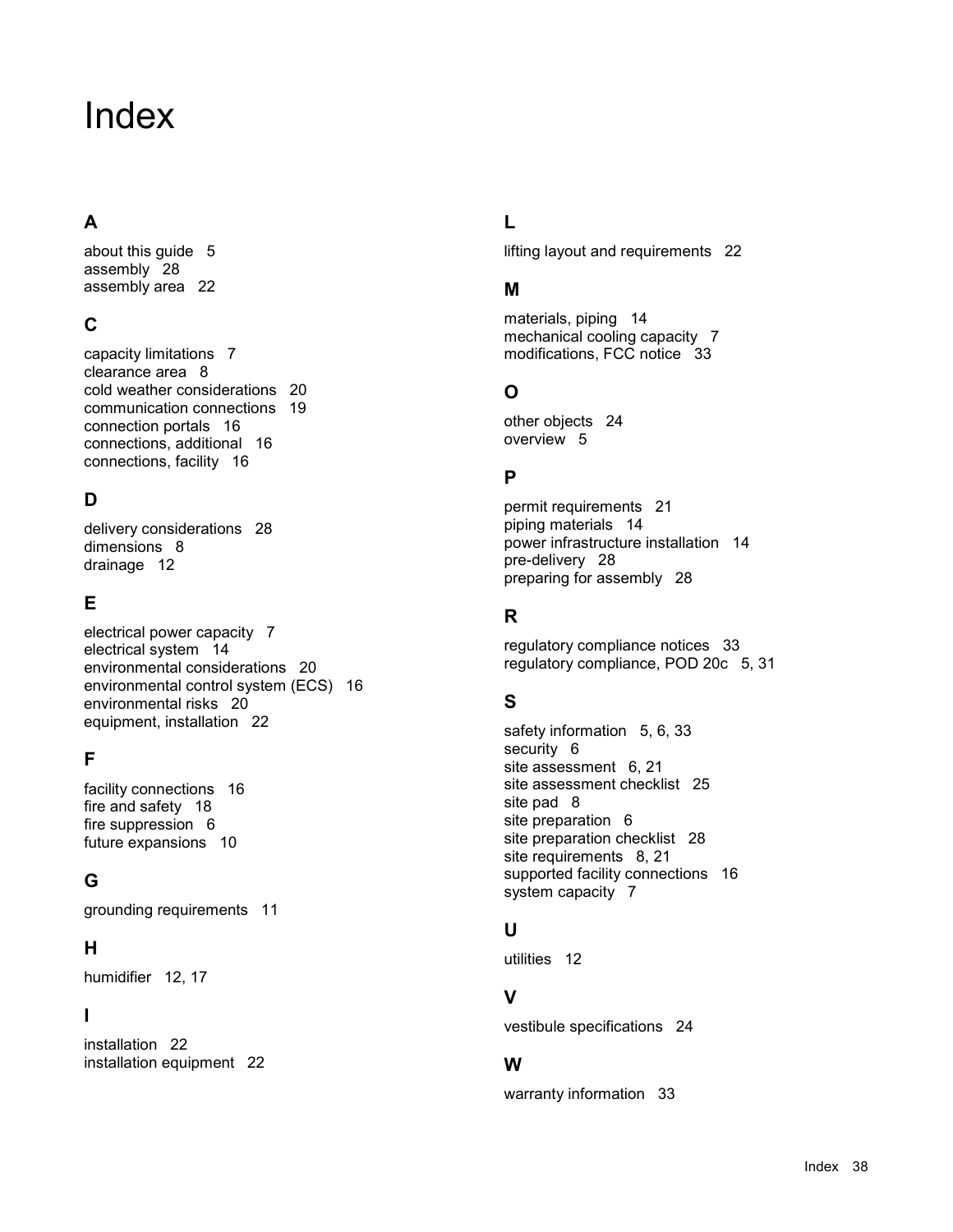# Index

## A

about this guide 5
assembly 28
assembly area 22

## C

capacity limitations 7
clearance area 8
cold weather considerations 20
communication connections 19
connection portals 16
connections, additional 16
connections, facility 16

## D

delivery considerations 28
dimensions 8
drainage 12

## E

electrical power capacity 7
electrical system 14
environmental considerations 20
environmental control system (ECS) 16
environmental risks 20
equipment, installation 22

## F

facility connections 16
fire and safety 18
fire suppression 6
future expansions 10

## G

grounding requirements 11

## H

humidifier 12, 17

## I

installation 22
installation equipment 22

## L

lifting layout and requirements 22

## M

materials, piping 14
mechanical cooling capacity 7
modifications, FCC notice 33

## O

other objects 24
overview 5

## P

permit requirements 21
piping materials 14
power infrastructure installation 14
pre-delivery 28
preparing for assembly 28

## R

regulatory compliance notices 33
regulatory compliance, POD 20c 5, 31

## S

safety information 5, 6, 33
security 6
site assessment 6, 21
site assessment checklist 25
site pad 8
site preparation 6
site preparation checklist 28
site requirements 8, 21
supported facility connections 16
system capacity 7

## U

utilities 12

## V

vestibule specifications 24

## W

warranty information 33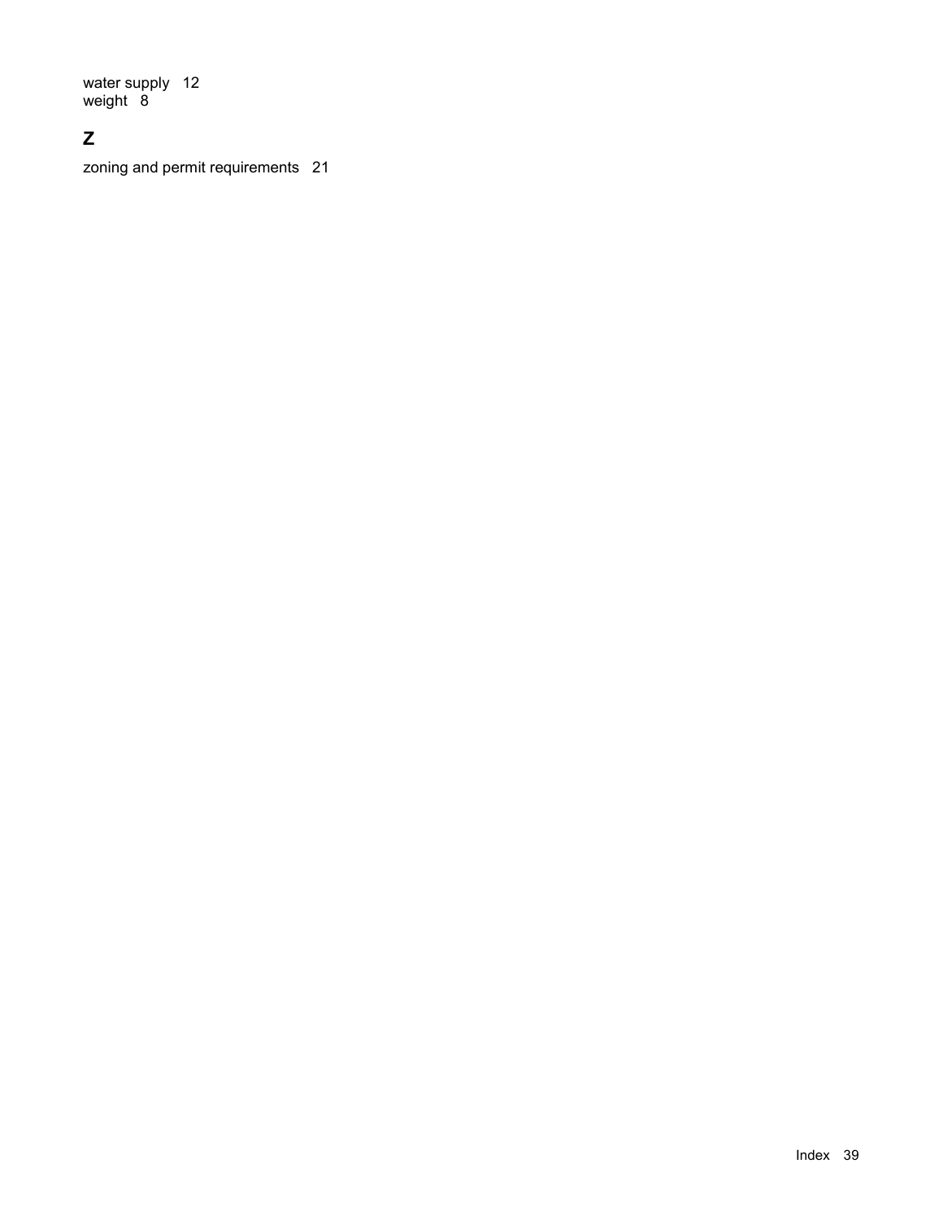water supply 12
weight 8

## Z

zoning and permit requirements 21